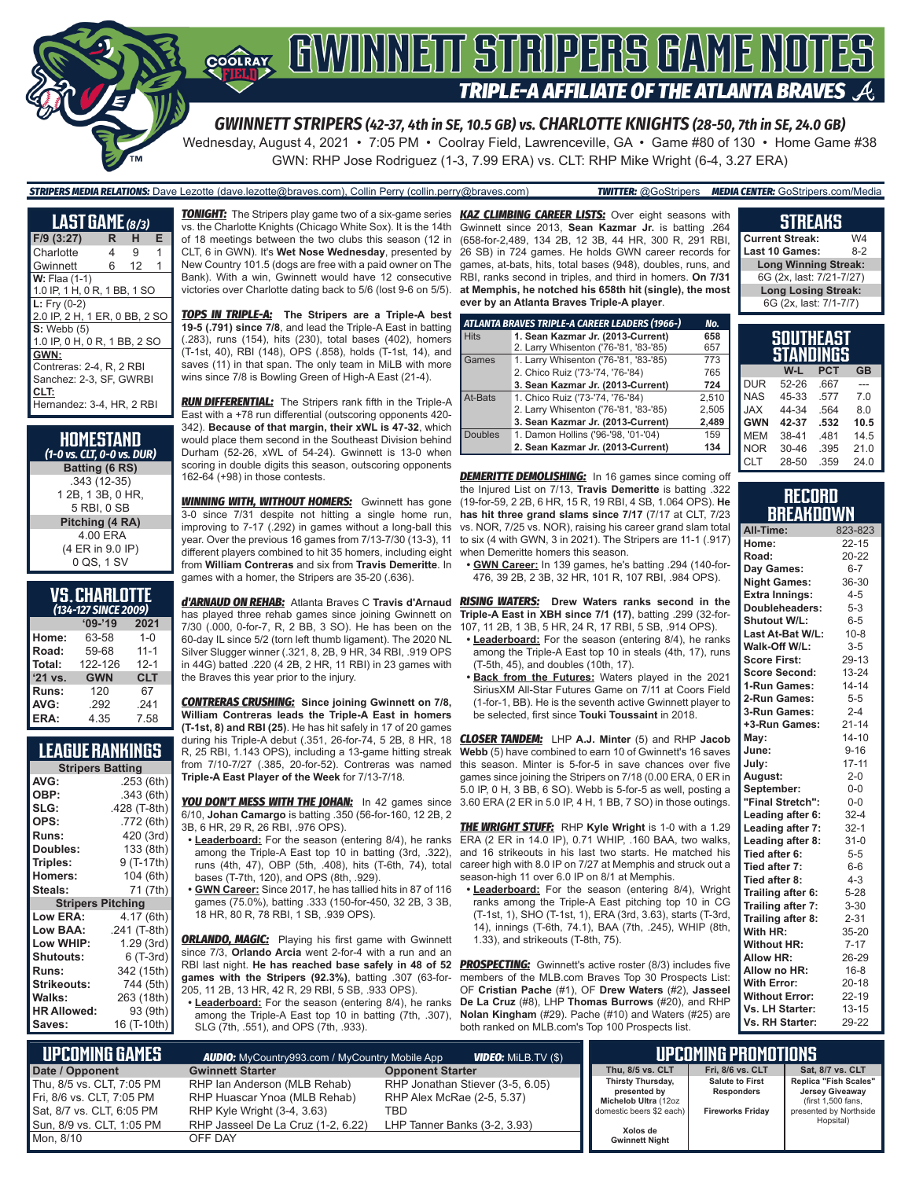# GWINNETT STRIPERS GAME NOTES

## TRIPLE-A AFFILIATE OF THE ATLANTA BRAVES

### GWINNETT STRIPERS (42-37, 4th in SE, 10.5 GB) vs. CHARLOTTE KNIGHTS (28-50, 7th in SE, 24.0 GB)

Wednesday, August 4, 2021 • 7:05 PM • Coolray Field, Lawrenceville, GA • Game #80 of 130 • Home Game #38

GWN: RHP Jose Rodriguez (1-3, 7.99 ERA) vs. CLT: RHP Mike Wright (6-4, 3.27 ERA)

**STRIPERS MEDIA RELATIONS:** Dave Lezotte (dave.lezotte@braves.com), Collin Perry (collin.perry@braves.com) **TWITTER:** @GoStripers **MEDIA CENTER:** GoStripers.com/Media

## LAST GAME (8/3)

| F/9 (3:27) | R | H | E |
|---|---|---|---|
| Charlotte | 4 | 9 | 1 |
| Gwinnett | 6 | 12 | 1 |

**W:** Flaa (1-1)
1.0 IP, 1 H, 0 R, 1 BB, 1 SO

**L:** Fry (0-2)
2.0 IP, 2 H, 1 ER, 0 BB, 2 SO

**S:** Webb (5)
1.0 IP, 0 H, 0 R, 1 BB, 2 SO

**GWN:**
Contreras: 2-4, R, 2 RBI
Sanchez: 2-3, SF, GWRBI

**CLT:**
Hernandez: 3-4, HR, 2 RBI

## HOMESTAND
*(1-0 vs. CLT, 0-0 vs. DUR)*

**Batting (6 RS)**
.343 (12-35)
1 2B, 1 3B, 0 HR,
5 RBI, 0 SB

**Pitching (4 RA)**
4.00 ERA
(4 ER in 9.0 IP)
0 QS, 1 SV

## VS. CHARLOTTE
*(134-127 SINCE 2009)*

| | '09-'19 | 2021 |
|---|---|---|
| Home: | 63-58 | 1-0 |
| Road: | 59-68 | 11-1 |
| Total: | 122-126 | 12-1 |
| '21 vs. | GWN | CLT |
| Runs: | 120 | 67 |
| AVG: | .292 | .241 |
| ERA: | 4.35 | 7.58 |

## LEAGUE RANKINGS

| Stripers Batting | |
|---|---|
| AVG: | .253 (6th) |
| OBP: | .343 (6th) |
| SLG: | .428 (T-8th) |
| OPS: | .772 (6th) |
| Runs: | 420 (3rd) |
| Doubles: | 133 (8th) |
| Triples: | 9 (T-17th) |
| Homers: | 104 (6th) |
| Steals: | 71 (7th) |
| **Stripers Pitching** | |
| Low ERA: | 4.17 (6th) |
| Low BAA: | .241 (T-8th) |
| Low WHIP: | 1.29 (3rd) |
| Shutouts: | 6 (T-3rd) |
| Runs: | 342 (15th) |
| Strikeouts: | 744 (5th) |
| Walks: | 263 (18th) |
| HR Allowed: | 93 (9th) |
| Saves: | 16 (T-10th) |

**TONIGHT:** The Stripers play game two of a six-game series vs. the Charlotte Knights (Chicago White Sox). It is the 14th of 18 meetings between the two clubs this season (12 in CLT, 6 in GWN). It's **Wet Nose Wednesday**, presented by New Country 101.5 (dogs are free with a paid owner on The Bank). With a win, Gwinnett would have 12 consecutive victories over Charlotte dating back to 5/6 (lost 9-6 on 5/5).

**TOPS IN TRIPLE-A:** **The Stripers are a Triple-A best 19-5 (.791) since 7/8**, and lead the Triple-A East in batting (.283), runs (154), hits (230), total bases (402), homers (T-1st, 40), RBI (148), OPS (.858), holds (T-1st, 14), and saves (11) in that span. The only team in MiLB with more wins since 7/8 is Bowling Green of High-A East (21-4).

**RUN DIFFERENTIAL:** The Stripers rank fifth in the Triple-A East with a +78 run differential (outscoring opponents 420-342). **Because of that margin, their xWL is 47-32**, which would place them second in the Southeast Division behind Durham (52-26, xWL of 54-24). Gwinnett is 13-0 when scoring in double digits this season, outscoring opponents 162-64 (+98) in those contests.

**WINNING WITH, WITHOUT HOMERS:** Gwinnett has gone 3-0 since 7/31 despite not hitting a single home run, improving to 7-17 (.292) in games without a long-ball this year. Over the previous 16 games from 7/13-7/30 (13-3), 11 different players combined to hit 35 homers, including eight from **William Contreras** and six from **Travis Demeritte**. In games with a homer, the Stripers are 35-20 (.636).

**d'ARNAUD ON REHAB:** Atlanta Braves C **Travis d'Arnaud** has played three rehab games since joining Gwinnett on 7/30 (.000, 0-for-7, R, 2 BB, 3 SO). He has been on the 60-day IL since 5/2 (torn left thumb ligament). The 2020 NL Silver Slugger winner (.321, 8, 2B, 9 HR, 34 RBI, .919 OPS in 44G) batted .220 (4 2B, 2 HR, 11 RBI) in 23 games with the Braves this year prior to the injury.

**CONTRERAS CRUSHING:** **Since joining Gwinnett on 7/8, William Contreras leads the Triple-A East in homers (T-1st, 8) and RBI (25)**. He has hit safely in 17 of 20 games during his Triple-A debut (.351, 26-for-74, 5 2B, 8 HR, 18 R, 25 RBI, 1.143 OPS), including a 13-game hitting streak from 7/10-7/27 (.385, 20-for-52). Contreras was named **Triple-A East Player of the Week** for 7/13-7/18.

**YOU DON'T MESS WITH THE JOHAN:** In 42 games since 6/10, **Johan Camargo** is batting .350 (56-for-160, 12 2B, 2 3B, 6 HR, 29 R, 26 RBI, .976 OPS).

- **Leaderboard:** For the season (entering 8/4), he ranks among the Triple-A East top 10 in batting (3rd, .322), runs (4th, 47), OBP (5th, .408), hits (T-6th, 74), total bases (T-7th, 120), and OPS (8th, .929).
- **GWN Career:** Since 2017, he has tallied hits in 87 of 116 games (75.0%), batting .333 (150-for-450, 32 2B, 3 3B, 18 HR, 80 R, 78 RBI, 1 SB, .939 OPS).

**ORLANDO, MAGIC:** Playing his first game with Gwinnett since 7/3, **Orlando Arcia** went 2-for-4 with a run and an RBI last night. **He has reached base safely in 48 of 52 games with the Stripers (92.3%)**, batting .307 (63-for-205, 11 2B, 13 HR, 42 R, 29 RBI, 5 SB, .933 OPS).

- **Leaderboard:** For the season (entering 8/4), he ranks among the Triple-A East top 10 in batting (7th, .307), SLG (7th, .551), and OPS (7th, .933).

**KAZ CLIMBING CAREER LISTS:** Over eight seasons with Gwinnett since 2013, **Sean Kazmar Jr.** is batting .264 (658-for-2,489, 134 2B, 12 3B, 44 HR, 300 R, 291 RBI, 26 SB) in 724 games. He holds GWN career records for games, at-bats, hits, total bases (948), doubles, runs, and RBI, ranks second in triples, and third in homers. **On 7/31 at Memphis, he notched his 658th hit (single), the most ever by an Atlanta Braves Triple-A player**.

| ATLANTA BRAVES TRIPLE-A CAREER LEADERS (1966-) | | No. |
|---|---|---|
| Hits | **1. Sean Kazmar Jr. (2013-Current)** | **658** |
| | 2. Larry Whisenton ('76-'81, '83-'85) | 657 |
| Games | 1. Larry Whisenton ('76-'81, '83-'85) | 773 |
| | 2. Chico Ruiz ('73-'74, '76-'84) | 765 |
| | **3. Sean Kazmar Jr. (2013-Current)** | **724** |
| At-Bats | 1. Chico Ruiz ('73-'74, '76-'84) | 2,510 |
| | 2. Larry Whisenton ('76-'81, '83-'85) | 2,505 |
| | **3. Sean Kazmar Jr. (2013-Current)** | **2,489** |
| Doubles | 1. Damon Hollins ('96-'98, '01-'04) | 159 |
| | **2. Sean Kazmar Jr. (2013-Current)** | **134** |

**DEMERITTE DEMOLISHING:** In 16 games since coming off the Injured List on 7/13, **Travis Demeritte** is batting .322 (19-for-59, 2 2B, 6 HR, 15 R, 19 RBI, 4 SB, 1.064 OPS). **He has hit three grand slams since 7/17** (7/17 at CLT, 7/23 vs. NOR, 7/25 vs. NOR), raising his career grand slam total to six (4 with GWN, 3 in 2021). The Stripers are 11-1 (.917) when Demeritte homers this season.

- **GWN Career:** In 139 games, he's batting .294 (140-for-476, 39 2B, 2 3B, 32 HR, 101 R, 107 RBI, .984 OPS).

**RISING WATERS:** **Drew Waters ranks second in the Triple-A East in XBH since 7/1 (17)**, batting .299 (32-for-107, 11 2B, 1 3B, 5 HR, 24 R, 17 RBI, 5 SB, .914 OPS).

- **Leaderboard:** For the season (entering 8/4), he ranks among the Triple-A East top 10 in steals (4th, 17), runs (T-5th, 45), and doubles (10th, 17).
- **Back from the Futures:** Waters played in the 2021 SiriusXM All-Star Futures Game on 7/11 at Coors Field (1-for-1, BB). He is the seventh active Gwinnett player to be selected, first since **Touki Toussaint** in 2018.

**CLOSER TANDEM:** LHP **A.J. Minter** (5) and RHP **Jacob Webb** (5) have combined to earn 10 of Gwinnett's 16 saves this season. Minter is 5-for-5 in save chances over five games since joining the Stripers on 7/18 (0.00 ERA, 0 ER in 5.0 IP, 0 H, 3 BB, 6 SO). Webb is 5-for-5 as well, posting a 3.60 ERA (2 ER in 5.0 IP, 4 H, 1 BB, 7 SO) in those outings.

**THE WRIGHT STUFF:** RHP **Kyle Wright** is 1-0 with a 1.29 ERA (2 ER in 14.0 IP), 0.71 WHIP, .160 BAA, two walks, and 16 strikeouts in his last two starts. He matched his career high with 8.0 IP on 7/27 at Memphis and struck out a season-high 11 over 6.0 IP on 8/1 at Memphis.

- **Leaderboard:** For the season (entering 8/4), Wright ranks among the Triple-A East pitching top 10 in CG (T-1st, 1), SHO (T-1st, 1), ERA (3rd, 3.63), starts (T-3rd, 14), innings (T-6th, 74.1), BAA (7th, .245), WHIP (8th, 1.33), and strikeouts (T-8th, 75).

**PROSPECTING:** Gwinnett's active roster (8/3) includes five members of the MLB.com Braves Top 30 Prospects List: OF **Cristian Pache** (#1), OF **Drew Waters** (#2), **Jasseel De La Cruz** (#8), LHP **Thomas Burrows** (#20), and RHP **Nolan Kingham** (#29). Pache (#10) and Waters (#25) are both ranked on MLB.com's Top 100 Prospects List.

## STREAKS

| | |
|---|---|
| Current Streak: | W4 |
| Last 10 Games: | 8-2 |
| **Long Winning Streak:** | |
| 6G (2x, last: 7/21-7/27) | |
| **Long Losing Streak:** | |
| 6G (2x, last: 7/1-7/7) | |

## SOUTHEAST STANDINGS

| | W-L | PCT | GB |
|---|---|---|---|
| DUR | 52-26 | .667 | --- |
| NAS | 45-33 | .577 | 7.0 |
| JAX | 44-34 | .564 | 8.0 |
| **GWN** | **42-37** | **.532** | **10.5** |
| MEM | 38-41 | .481 | 14.5 |
| NOR | 30-46 | .395 | 21.0 |
| CLT | 28-50 | .359 | 24.0 |

## RECORD BREAKDOWN

| | |
|---|---|
| All-Time: | 823-823 |
| Home: | 22-15 |
| Road: | 20-22 |
| Day Games: | 6-7 |
| Night Games: | 36-30 |
| Extra Innings: | 4-5 |
| Doubleheaders: | 5-3 |
| Shutout W/L: | 6-5 |
| Last At-Bat W/L: | 10-8 |
| Walk-Off W/L: | 3-5 |
| Score First: | 29-13 |
| Score Second: | 13-24 |
| 1-Run Games: | 14-14 |
| 2-Run Games: | 5-5 |
| 3-Run Games: | 2-4 |
| +3-Run Games: | 21-14 |
| May: | 14-10 |
| June: | 9-16 |
| July: | 17-11 |
| August: | 2-0 |
| September: | 0-0 |
| "Final Stretch": | 0-0 |
| Leading after 6: | 32-4 |
| Leading after 7: | 32-1 |
| Leading after 8: | 31-0 |
| Tied after 6: | 5-5 |
| Tied after 7: | 6-6 |
| Tied after 8: | 4-3 |
| Trailing after 6: | 5-28 |
| Trailing after 7: | 3-30 |
| Trailing after 8: | 2-31 |
| With HR: | 35-20 |
| Without HR: | 7-17 |
| Allow HR: | 26-29 |
| Allow no HR: | 16-8 |
| With Error: | 20-18 |
| Without Error: | 22-19 |
| Vs. LH Starter: | 13-15 |
| Vs. RH Starter: | 29-22 |

## UPCOMING GAMES

**AUDIO:** MyCountry993.com / MyCountry Mobile App **VIDEO:** MiLB.TV ($)

| Date / Opponent | Gwinnett Starter | Opponent Starter |
|---|---|---|
| Thu, 8/5 vs. CLT, 7:05 PM | RHP Ian Anderson (MLB Rehab) | RHP Jonathan Stiever (3-5, 6.05) |
| Fri, 8/6 vs. CLT, 7:05 PM | RHP Huascar Ynoa (MLB Rehab) | RHP Alex McRae (2-5, 5.37) |
| Sat, 8/7 vs. CLT, 6:05 PM | RHP Kyle Wright (3-4, 3.63) | TBD |
| Sun, 8/9 vs. CLT, 1:05 PM | RHP Jasseel De La Cruz (1-2, 6.22) | LHP Tanner Banks (3-2, 3.93) |
| Mon, 8/10 | OFF DAY | |

## UPCOMING PROMOTIONS

| Thu, 8/5 vs. CLT | Fri, 8/6 vs. CLT | Sat, 8/7 vs. CLT |
|---|---|---|
| Thirsty Thursday, presented by Michelob Ultra (12oz domestic beers $2 each) | Salute to First Responders | Replica "Fish Scales" Jersey Giveaway (first 1,500 fans, presented by Northside Hopsital) |
| Xolos de Gwinnett Night | Fireworks Friday | |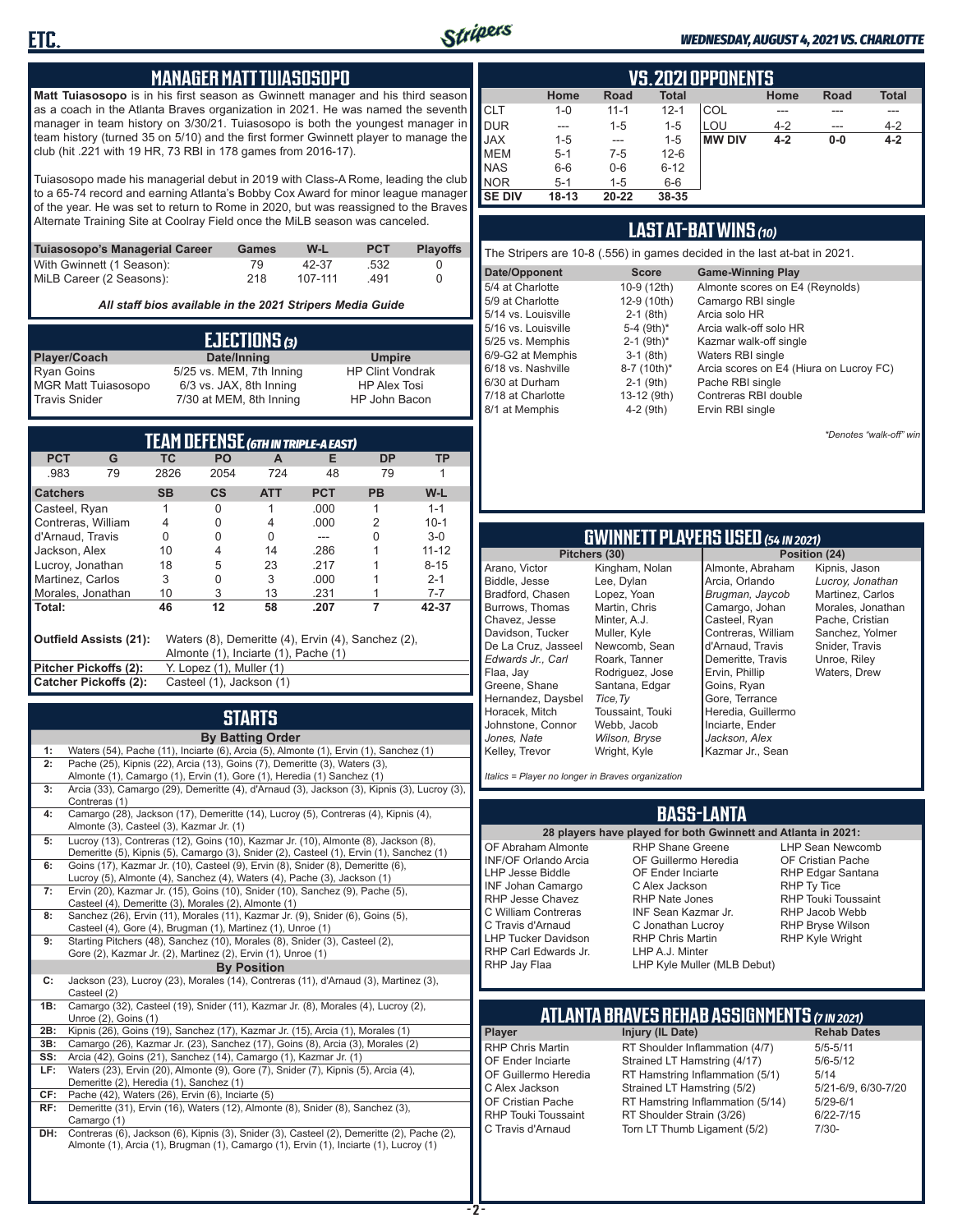## MANAGER MATT TUIASOSOPO

**Matt Tuiasosopo** is in his first season as Gwinnett manager and his third season as a coach in the Atlanta Braves organization in 2021. He was named the seventh manager in team history on 3/30/21. Tuiasosopo is both the youngest manager in team history (turned 35 on 5/10) and the first former Gwinnett player to manage the club (hit .221 with 19 HR, 73 RBI in 178 games from 2016-17).

Tuiasosopo made his managerial debut in 2019 with Class-A Rome, leading the club to a 65-74 record and earning Atlanta's Bobby Cox Award for minor league manager of the year. He was set to return to Rome in 2020, but was reassigned to the Braves Alternate Training Site at Coolray Field once the MiLB season was canceled.

| Tuiasosopo's Managerial Career | Games | W-L | PCT | Playoffs |
|---|---|---|---|---|
| With Gwinnett (1 Season): | 79 | 42-37 | .532 | 0 |
| MiLB Career (2 Seasons): | 218 | 107-111 | .491 | 0 |

*All staff bios available in the 2021 Stripers Media Guide*

## EJECTIONS (3)

| Player/Coach | Date/Inning | Umpire |
|---|---|---|
| Ryan Goins | 5/25 vs. MEM, 7th Inning | HP Clint Vondrak |
| MGR Matt Tuiasosopo | 6/3 vs. JAX, 8th Inning | HP Alex Tosi |
| Travis Snider | 7/30 at MEM, 8th Inning | HP John Bacon |

## TEAM DEFENSE (6TH IN TRIPLE-A EAST)

| PCT | G | TC | PO | A | E | DP | TP |
|---|---|---|---|---|---|---|---|
| .983 | 79 | 2826 | 2054 | 724 | 48 | 79 | 1 |

| Catchers | SB | CS | ATT | PCT | PB | W-L |
|---|---|---|---|---|---|---|
| Casteel, Ryan | 1 | 0 | 1 | .000 | 1 | 1-1 |
| Contreras, William | 4 | 0 | 4 | .000 | 2 | 10-1 |
| d'Arnaud, Travis | 0 | 0 | 0 | --- | 0 | 3-0 |
| Jackson, Alex | 10 | 4 | 14 | .286 | 1 | 11-12 |
| Lucroy, Jonathan | 18 | 5 | 23 | .217 | 1 | 8-15 |
| Martinez, Carlos | 3 | 0 | 3 | .000 | 1 | 2-1 |
| Morales, Jonathan | 10 | 3 | 13 | .231 | 1 | 7-7 |
| **Total:** | **46** | **12** | **58** | **.207** | **7** | **42-37** |

**Outfield Assists (21):** Waters (8), Demeritte (4), Ervin (4), Sanchez (2), Almonte (1), Inciarte (1), Pache (1)
**Pitcher Pickoffs (2):** Y. Lopez (1), Muller (1)
**Catcher Pickoffs (2):** Casteel (1), Jackson (1)

## STARTS

**By Batting Order**

| | |
|---|---|
| 1: | Waters (54), Pache (11), Inciarte (6), Arcia (5), Almonte (1), Ervin (1), Sanchez (1) |
| 2: | Pache (25), Kipnis (22), Arcia (13), Goins (7), Demeritte (3), Waters (3), Almonte (1), Camargo (1), Ervin (1), Gore (1), Heredia (1) Sanchez (1) |
| 3: | Arcia (33), Camargo (29), Demeritte (4), d'Arnaud (3), Jackson (3), Kipnis (3), Lucroy (3), Contreras (1) |
| 4: | Camargo (28), Jackson (17), Demeritte (14), Lucroy (5), Contreras (4), Kipnis (4), Almonte (3), Casteel (3), Kazmar Jr. (1) |
| 5: | Lucroy (13), Contreras (12), Goins (10), Kazmar Jr. (10), Almonte (8), Jackson (8), Demeritte (5), Kipnis (5), Camargo (3), Snider (2), Casteel (1), Ervin (1), Sanchez (1) |
| 6: | Goins (17), Kazmar Jr. (10), Casteel (9), Ervin (8), Snider (8), Demeritte (6), Lucroy (5), Almonte (4), Sanchez (4), Waters (4), Pache (3), Jackson (1) |
| 7: | Ervin (20), Kazmar Jr. (15), Goins (10), Snider (10), Sanchez (9), Pache (5), Casteel (4), Demeritte (3), Morales (2), Almonte (1) |
| 8: | Sanchez (26), Ervin (11), Morales (11), Kazmar Jr. (9), Snider (6), Goins (5), Casteel (4), Gore (4), Brugman (1), Martinez (1), Unroe (1) |
| 9: | Starting Pitchers (48), Sanchez (10), Morales (8), Snider (3), Casteel (2), Gore (2), Kazmar Jr. (2), Martinez (2), Ervin (1), Unroe (1) |

**By Position**

| | |
|---|---|
| C: | Jackson (23), Lucroy (23), Morales (14), Contreras (11), d'Arnaud (3), Martinez (3), Casteel (2) |
| 1B: | Camargo (32), Casteel (19), Snider (11), Kazmar Jr. (8), Morales (4), Lucroy (2), Unroe (2), Goins (1) |
| 2B: | Kipnis (26), Goins (19), Sanchez (17), Kazmar Jr. (15), Arcia (1), Morales (1) |
| 3B: | Camargo (26), Kazmar Jr. (23), Sanchez (17), Goins (8), Arcia (3), Morales (2) |
| SS: | Arcia (42), Goins (21), Sanchez (14), Camargo (1), Kazmar Jr. (1) |
| LF: | Waters (23), Ervin (20), Almonte (9), Gore (7), Snider (7), Kipnis (5), Arcia (4), Demeritte (2), Heredia (1), Sanchez (1) |
| CF: | Pache (42), Waters (26), Ervin (6), Inciarte (5) |
| RF: | Demeritte (31), Ervin (16), Waters (12), Almonte (8), Snider (8), Sanchez (3), Camargo (1) |
| DH: | Contreras (6), Jackson (6), Kipnis (3), Snider (3), Casteel (2), Demeritte (2), Pache (2), Almonte (1), Arcia (1), Brugman (1), Camargo (1), Ervin (1), Inciarte (1), Lucroy (1) |

## VS. 2021 OPPONENTS

| | Home | Road | Total | | Home | Road | Total |
|---|---|---|---|---|---|---|---|
| CLT | 1-0 | 11-1 | 12-1 | COL | --- | --- | --- |
| DUR | --- | 1-5 | 1-5 | LOU | 4-2 | --- | 4-2 |
| JAX | 1-5 | --- | 1-5 | **MW DIV** | **4-2** | **0-0** | **4-2** |
| MEM | 5-1 | 7-5 | 12-6 | | | | |
| NAS | 6-6 | 0-6 | 6-12 | | | | |
| NOR | 5-1 | 1-5 | 6-6 | | | | |
| **SE DIV** | **18-13** | **20-22** | **38-35** | | | | |

## LAST AT-BAT WINS (10)

The Stripers are 10-8 (.556) in games decided in the last at-bat in 2021.

| Date/Opponent | Score | Game-Winning Play |
|---|---|---|
| 5/4 at Charlotte | 10-9 (12th) | Almonte scores on E4 (Reynolds) |
| 5/9 at Charlotte | 12-9 (10th) | Camargo RBI single |
| 5/14 vs. Louisville | 2-1 (8th) | Arcia solo HR |
| 5/16 vs. Louisville | 5-4 (9th)* | Arcia walk-off solo HR |
| 5/25 vs. Memphis | 2-1 (9th)* | Kazmar walk-off single |
| 6/9-G2 at Memphis | 3-1 (8th) | Waters RBI single |
| 6/18 vs. Nashville | 8-7 (10th)* | Arcia scores on E4 (Hiura on Lucroy FC) |
| 6/30 at Durham | 2-1 (9th) | Pache RBI single |
| 7/18 at Charlotte | 13-12 (9th) | Contreras RBI double |
| 8/1 at Memphis | 4-2 (9th) | Ervin RBI single |

*\*Denotes "walk-off" win*

## GWINNETT PLAYERS USED (54 IN 2021)

| Pitchers (30) | | Position (24) | |
|---|---|---|---|
| Arano, Victor | Kingham, Nolan | Almonte, Abraham | Kipnis, Jason |
| Biddle, Jesse | Lee, Dylan | Arcia, Orlando | *Lucroy, Jonathan* |
| Bradford, Chasen | Lopez, Yoan | *Brugman, Jaycob* | Martinez, Carlos |
| Burrows, Thomas | Martin, Chris | Camargo, Johan | Morales, Jonathan |
| Chavez, Jesse | Minter, A.J. | Casteel, Ryan | Pache, Cristian |
| Davidson, Tucker | Muller, Kyle | Contreras, William | Sanchez, Yolmer |
| De La Cruz, Jasseel | Newcomb, Sean | d'Arnaud, Travis | Snider, Travis |
| *Edwards Jr., Carl* | Roark, Tanner | Demeritte, Travis | Unroe, Riley |
| Flaa, Jay | Rodriguez, Jose | Ervin, Phillip | Waters, Drew |
| Greene, Shane | Santana, Edgar | Goins, Ryan | |
| Hernandez, Daysbel | *Tice,Ty* | Gore, Terrance | |
| Horacek, Mitch | Toussaint, Touki | Heredia, Guillermo | |
| Johnstone, Connor | Webb, Jacob | Inciarte, Ender | |
| *Jones, Nate* | *Wilson, Bryse* | *Jackson, Alex* | |
| Kelley, Trevor | Wright, Kyle | Kazmar Jr., Sean | |

*Italics = Player no longer in Braves organization*

## BASS-LANTA

**28 players have played for both Gwinnett and Atlanta in 2021:**

| | | |
|---|---|---|
| OF Abraham Almonte | RHP Shane Greene | LHP Sean Newcomb |
| INF/OF Orlando Arcia | OF Guillermo Heredia | OF Cristian Pache |
| LHP Jesse Biddle | OF Ender Inciarte | RHP Edgar Santana |
| INF Johan Camargo | C Alex Jackson | RHP Ty Tice |
| RHP Jesse Chavez | RHP Nate Jones | RHP Touki Toussaint |
| C William Contreras | INF Sean Kazmar Jr. | RHP Jacob Webb |
| C Travis d'Arnaud | C Jonathan Lucroy | RHP Bryse Wilson |
| LHP Tucker Davidson | RHP Chris Martin | RHP Kyle Wright |
| RHP Carl Edwards Jr. | LHP A.J. Minter | |
| RHP Jay Flaa | LHP Kyle Muller (MLB Debut) | |

## ATLANTA BRAVES REHAB ASSIGNMENTS (7 IN 2021)

| Player | Injury (IL Date) | Rehab Dates |
|---|---|---|
| RHP Chris Martin | RT Shoulder Inflammation (4/7) | 5/5-5/11 |
| OF Ender Inciarte | Strained LT Hamstring (4/17) | 5/6-5/12 |
| OF Guillermo Heredia | RT Hamstring Inflammation (5/1) | 5/14 |
| C Alex Jackson | Strained LT Hamstring (5/2) | 5/21-6/9, 6/30-7/20 |
| OF Cristian Pache | RT Hamstring Inflammation (5/14) | 5/29-6/1 |
| RHP Touki Toussaint | RT Shoulder Strain (3/26) | 6/22-7/15 |
| C Travis d'Arnaud | Torn LT Thumb Ligament (5/2) | 7/30- |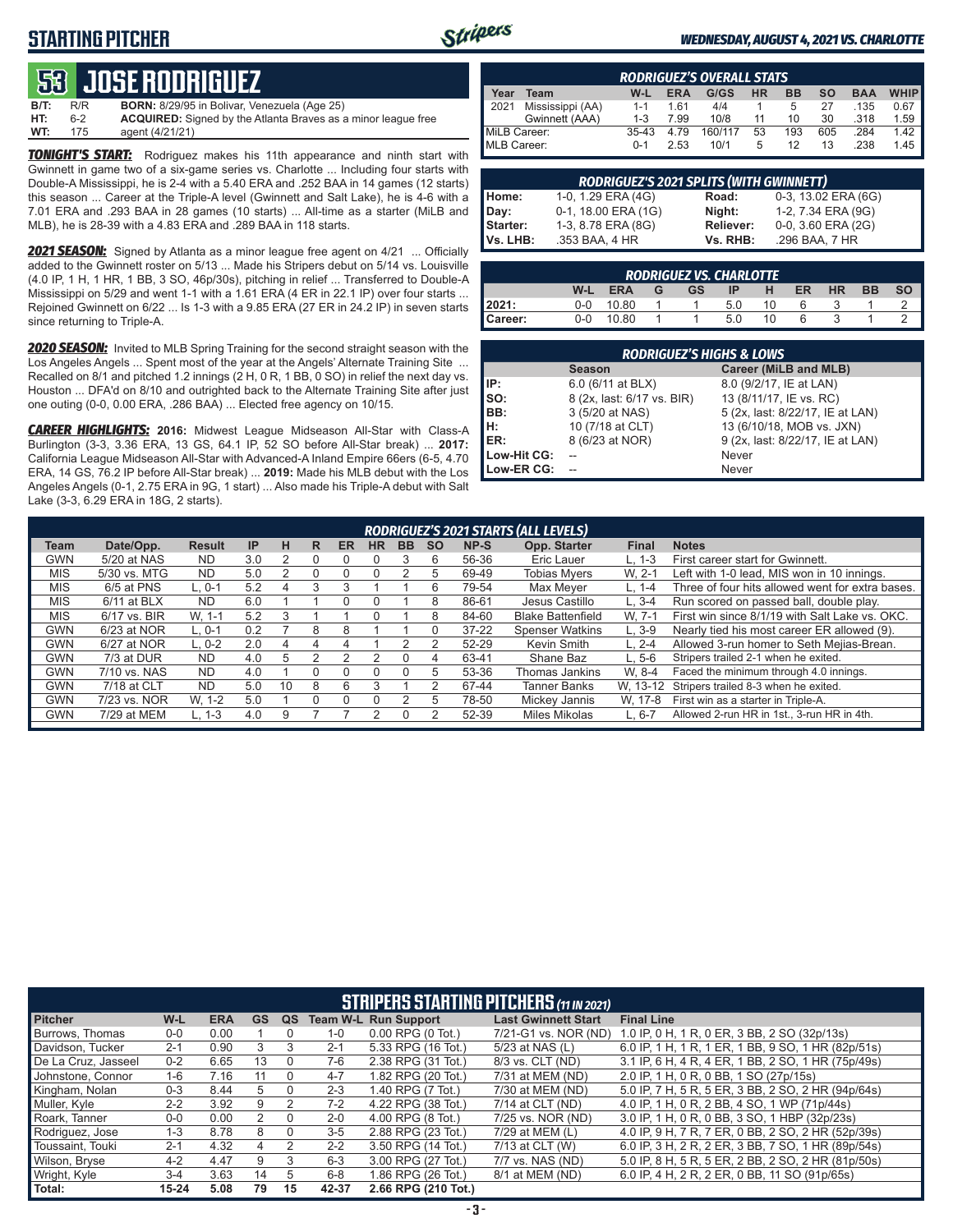## STARTING PITCHER

*WEDNESDAY, AUGUST 4, 2021 VS. CHARLOTTE*

# 53 JOSE RODRIGUEZ

**B/T:** R/R **BORN:** 8/29/95 in Bolivar, Venezuela (Age 25)
**HT:** 6-2 **ACQUIRED:** Signed by the Atlanta Braves as a minor league free
**WT:** 175 agent (4/21/21)

***TONIGHT'S START:*** Rodriguez makes his 11th appearance and ninth start with Gwinnett in game two of a six-game series vs. Charlotte ... Including four starts with Double-A Mississippi, he is 2-4 with a 5.40 ERA and .252 BAA in 14 games (12 starts) this season ... Career at the Triple-A level (Gwinnett and Salt Lake), he is 4-6 with a 7.01 ERA and .293 BAA in 28 games (10 starts) ... All-time as a starter (MiLB and MLB), he is 28-39 with a 4.83 ERA and .289 BAA in 118 starts.

***2021 SEASON:*** Signed by Atlanta as a minor league free agent on 4/21 ... Officially added to the Gwinnett roster on 5/13 ... Made his Stripers debut on 5/14 vs. Louisville (4.0 IP, 1 H, 1 HR, 1 BB, 3 SO, 46p/30s), pitching in relief ... Transferred to Double-A Mississippi on 5/29 and went 1-1 with a 1.61 ERA (4 ER in 22.1 IP) over four starts ... Rejoined Gwinnett on 6/22 ... Is 1-3 with a 9.85 ERA (27 ER in 24.2 IP) in seven starts since returning to Triple-A.

***2020 SEASON:*** Invited to MLB Spring Training for the second straight season with the Los Angeles Angels ... Spent most of the year at the Angels' Alternate Training Site ... Recalled on 8/1 and pitched 1.2 innings (2 H, 0 R, 1 BB, 0 SO) in relief the next day vs. Houston ... DFA'd on 8/10 and outrighted back to the Alternate Training Site after just one outing (0-0, 0.00 ERA, .286 BAA) ... Elected free agency on 10/15.

***CAREER HIGHLIGHTS:*** **2016:** Midwest League Midseason All-Star with Class-A Burlington (3-3, 3.36 ERA, 13 GS, 64.1 IP, 52 SO before All-Star break) ... **2017:** California League Midseason All-Star with Advanced-A Inland Empire 66ers (6-5, 4.70 ERA, 14 GS, 76.2 IP before All-Star break) ... **2019:** Made his MLB debut with the Los Angeles Angels (0-1, 2.75 ERA in 9G, 1 start) ... Also made his Triple-A debut with Salt Lake (3-3, 6.29 ERA in 18G, 2 starts).

### RODRIGUEZ'S OVERALL STATS

| Year | Team | W-L | ERA | G/GS | HR | BB | SO | BAA | WHIP |
|---|---|---|---|---|---|---|---|---|---|
| 2021 | Mississippi (AA) | 1-1 | 1.61 | 4/4 | 1 | 5 | 27 | .135 | 0.67 |
| | Gwinnett (AAA) | 1-3 | 7.99 | 10/8 | 11 | 10 | 30 | .318 | 1.59 |
| MiLB Career: | | 35-43 | 4.79 | 160/117 | 53 | 193 | 605 | .284 | 1.42 |
| MLB Career: | | 0-1 | 2.53 | 10/1 | 5 | 12 | 13 | .238 | 1.45 |

### RODRIGUEZ'S 2021 SPLITS (WITH GWINNETT)

| | | | |
|---|---|---|---|
| Home: | 1-0, 1.29 ERA (4G) | Road: | 0-3, 13.02 ERA (6G) |
| Day: | 0-1, 18.00 ERA (1G) | Night: | 1-2, 7.34 ERA (9G) |
| Starter: | 1-3, 8.78 ERA (8G) | Reliever: | 0-0, 3.60 ERA (2G) |
| Vs. LHB: | .353 BAA, 4 HR | Vs. RHB: | .296 BAA, 7 HR |

### RODRIGUEZ VS. CHARLOTTE

| | W-L | ERA | G | GS | IP | H | ER | HR | BB | SO |
|---|---|---|---|---|---|---|---|---|---|---|
| 2021: | 0-0 | 10.80 | 1 | 1 | 5.0 | 10 | 6 | 3 | 1 | 2 |
| Career: | 0-0 | 10.80 | 1 | 1 | 5.0 | 10 | 6 | 3 | 1 | 2 |

### RODRIGUEZ'S HIGHS & LOWS

| | Season | Career (MiLB and MLB) |
|---|---|---|
| IP: | 6.0 (6/11 at BLX) | 8.0 (9/2/17, IE at LAN) |
| SO: | 8 (2x, last: 6/17 vs. BIR) | 13 (8/11/17, IE vs. RC) |
| BB: | 3 (5/20 at NAS) | 5 (2x, last: 8/22/17, IE at LAN) |
| H: | 10 (7/18 at CLT) | 13 (6/10/18, MOB vs. JXN) |
| ER: | 8 (6/23 at NOR) | 9 (2x, last: 8/22/17, IE at LAN) |
| Low-Hit CG: | -- | Never |
| Low-ER CG: | -- | Never |

### RODRIGUEZ'S 2021 STARTS (ALL LEVELS)

| Team | Date/Opp. | Result | IP | H | R | ER | HR | BB | SO | NP-S | Opp. Starter | Final | Notes |
|---|---|---|---|---|---|---|---|---|---|---|---|---|---|
| GWN | 5/20 at NAS | ND | 3.0 | 2 | 0 | 0 | 0 | 3 | 6 | 56-36 | Eric Lauer | L, 1-3 | First career start for Gwinnett. |
| MIS | 5/30 vs. MTG | ND | 5.0 | 2 | 0 | 0 | 0 | 2 | 5 | 69-49 | Tobias Myers | W, 2-1 | Left with 1-0 lead, MIS won in 10 innings. |
| MIS | 6/5 at PNS | L, 0-1 | 5.2 | 4 | 3 | 3 | 1 | 1 | 6 | 79-54 | Max Meyer | L, 1-4 | Three of four hits allowed went for extra bases. |
| MIS | 6/11 at BLX | ND | 6.0 | 1 | 1 | 0 | 0 | 1 | 8 | 86-61 | Jesus Castillo | L, 3-4 | Run scored on passed ball, double play. |
| MIS | 6/17 vs. BIR | W, 1-1 | 5.2 | 3 | 1 | 1 | 0 | 1 | 8 | 84-60 | Blake Battenfield | W, 7-1 | First win since 8/1/19 with Salt Lake vs. OKC. |
| GWN | 6/23 at NOR | L, 0-1 | 0.2 | 7 | 8 | 8 | 1 | 1 | 0 | 37-22 | Spenser Watkins | L, 3-9 | Nearly tied his most career ER allowed (9). |
| GWN | 6/27 at NOR | L, 0-2 | 2.0 | 4 | 4 | 4 | 1 | 2 | 2 | 52-29 | Kevin Smith | L, 2-4 | Allowed 3-run homer to Seth Mejias-Brean. |
| GWN | 7/3 at DUR | ND | 4.0 | 5 | 2 | 2 | 2 | 0 | 4 | 63-41 | Shane Baz | L, 5-6 | Stripers trailed 2-1 when he exited. |
| GWN | 7/10 vs. NAS | ND | 4.0 | 1 | 0 | 0 | 0 | 0 | 5 | 53-36 | Thomas Jankins | W, 8-4 | Faced the minimum through 4.0 innings. |
| GWN | 7/18 at CLT | ND | 5.0 | 10 | 8 | 6 | 3 | 1 | 2 | 67-44 | Tanner Banks | W, 13-12 | Stripers trailed 8-3 when he exited. |
| GWN | 7/23 vs. NOR | W, 1-2 | 5.0 | 1 | 0 | 0 | 0 | 2 | 5 | 78-50 | Mickey Jannis | W, 17-8 | First win as a starter in Triple-A. |
| GWN | 7/29 at MEM | L, 1-3 | 4.0 | 9 | 7 | 7 | 2 | 0 | 2 | 52-39 | Miles Mikolas | L, 6-7 | Allowed 2-run HR in 1st., 3-run HR in 4th. |

### STRIPERS STARTING PITCHERS (11 IN 2021)

| Pitcher | W-L | ERA | GS | QS | Team W-L | Run Support | Last Gwinnett Start | Final Line |
|---|---|---|---|---|---|---|---|---|
| Burrows, Thomas | 0-0 | 0.00 | 1 | 0 | 1-0 | 0.00 RPG (0 Tot.) | 7/21-G1 vs. NOR (ND) | 1.0 IP, 0 H, 1 R, 0 ER, 3 BB, 2 SO (32p/13s) |
| Davidson, Tucker | 2-1 | 0.90 | 3 | 3 | 2-1 | 5.33 RPG (16 Tot.) | 5/23 at NAS (L) | 6.0 IP, 1 H, 1 R, 1 ER, 1 BB, 9 SO, 1 HR (82p/51s) |
| De La Cruz, Jasseel | 0-2 | 6.65 | 13 | 0 | 7-6 | 2.38 RPG (31 Tot.) | 8/3 vs. CLT (ND) | 3.1 IP, 6 H, 4 R, 4 ER, 1 BB, 2 SO, 1 HR (75p/49s) |
| Johnstone, Connor | 1-6 | 7.16 | 11 | 0 | 4-7 | 1.82 RPG (20 Tot.) | 7/31 at MEM (ND) | 2.0 IP, 1 H, 0 R, 0 BB, 1 SO (27p/15s) |
| Kingham, Nolan | 0-3 | 8.44 | 5 | 0 | 2-3 | 1.40 RPG (7 Tot.) | 7/30 at MEM (ND) | 5.0 IP, 7 H, 5 R, 5 ER, 3 BB, 2 SO, 2 HR (94p/64s) |
| Muller, Kyle | 2-2 | 3.92 | 9 | 2 | 7-2 | 4.22 RPG (38 Tot.) | 7/14 at CLT (ND) | 4.0 IP, 1 H, 0 R, 2 BB, 4 SO, 1 WP (71p/44s) |
| Roark, Tanner | 0-0 | 0.00 | 2 | 0 | 2-0 | 4.00 RPG (8 Tot.) | 7/25 vs. NOR (ND) | 3.0 IP, 1 H, 0 R, 0 BB, 3 SO, 1 HBP (32p/23s) |
| Rodriguez, Jose | 1-3 | 8.78 | 8 | 0 | 3-5 | 2.88 RPG (23 Tot.) | 7/29 at MEM (L) | 4.0 IP, 9 H, 7 R, 7 ER, 0 BB, 2 SO, 2 HR (52p/39s) |
| Toussaint, Touki | 2-1 | 4.32 | 4 | 2 | 2-2 | 3.50 RPG (14 Tot.) | 7/13 at CLT (W) | 6.0 IP, 3 H, 2 R, 2 ER, 3 BB, 7 SO, 1 HR (89p/54s) |
| Wilson, Bryse | 4-2 | 4.47 | 9 | 3 | 6-3 | 3.00 RPG (27 Tot.) | 7/7 vs. NAS (ND) | 5.0 IP, 8 H, 5 R, 5 ER, 2 BB, 2 SO, 2 HR (81p/50s) |
| Wright, Kyle | 3-4 | 3.63 | 14 | 5 | 6-8 | 1.86 RPG (26 Tot.) | 8/1 at MEM (ND) | 6.0 IP, 4 H, 2 R, 2 ER, 0 BB, 11 SO (91p/65s) |
| Total: | 15-24 | 5.08 | 79 | 15 | 42-37 | 2.66 RPG (210 Tot.) | | |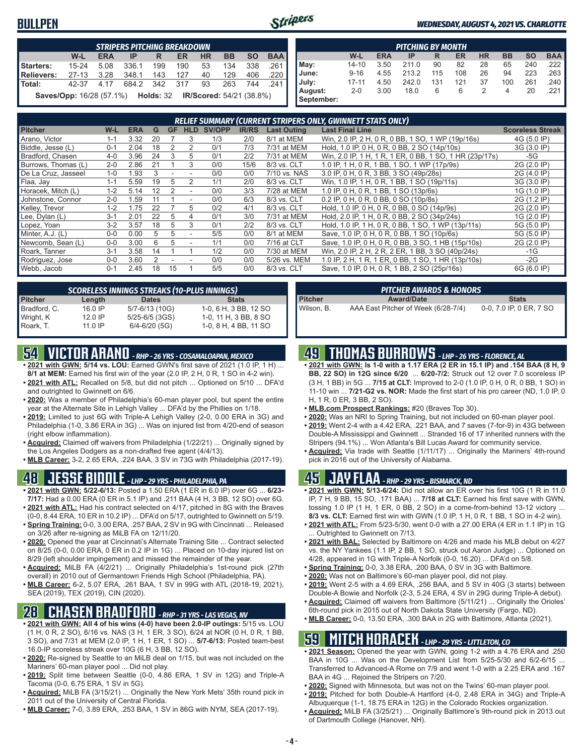## BULLPEN

*WEDNESDAY, AUGUST 4, 2021 VS. CHARLOTTE*

| *STRIPERS PITCHING BREAKDOWN* | W-L | ERA | IP | R | ER | HR | BB | SO | BAA |
|---|---|---|---|---|---|---|---|---|---|
| **Starters:** | 15-24 | 5.08 | 336.1 | 199 | 190 | 53 | 134 | 338 | .261 |
| **Relievers:** | 27-13 | 3.28 | 348.1 | 143 | 127 | 40 | 129 | 406 | .220 |
| **Total:** | 42-37 | 4.17 | 684.2 | 342 | 317 | 93 | 263 | 744 | .241 |

**Saves/Opp:** 16/28 (57.1%) **Holds:** 32 **IR/Scored:** 54/21 (38.8%)

| *PITCHING BY MONTH* | W-L | ERA | IP | R | ER | HR | BB | SO | BAA |
|---|---|---|---|---|---|---|---|---|---|
| **May:** | 14-10 | 3.50 | 211.0 | 90 | 82 | 28 | 65 | 240 | .222 |
| **June:** | 9-16 | 4.55 | 213.2 | 115 | 108 | 26 | 94 | 223 | .263 |
| **July:** | 17-11 | 4.50 | 242.0 | 131 | 121 | 37 | 100 | 261 | .240 |
| **August:** | 2-0 | 3.00 | 18.0 | 6 | 6 | 2 | 4 | 20 | .221 |
| **September:** | | | | | | | | | |

*RELIEF SUMMARY (CURRENT STRIPERS ONLY, GWINNETT STATS ONLY)*

| Pitcher | W-L | ERA | G | GF | HLD | SV/OPP | IR/RS | Last Outing | Last Final Line | Scoreless Streak |
|---|---|---|---|---|---|---|---|---|---|---|
| Arano, Victor | 1-1 | 3.32 | 20 | 7 | 3 | 1/3 | 2/0 | 8/1 at MEM | Win, 2.0 IP, 2 H, 0 R, 0 BB, 1 SO, 1 WP (19p/16s) | 4G (5.0 IP) |
| Biddle, Jesse (L) | 0-1 | 2.04 | 18 | 2 | 2 | 0/1 | 7/3 | 7/31 at MEM | Hold, 1.0 IP, 0 H, 0 R, 0 BB, 2 SO (14p/10s) | 3G (3.0 IP) |
| Bradford, Chasen | 4-0 | 3.96 | 24 | 3 | 5 | 0/1 | 2/2 | 7/31 at MEM | Win, 2.0 IP, 1 H, 1 R, 1 ER, 0 BB, 1 SO, 1 HR (23p/17s) | -5G |
| Burrows, Thomas (L) | 2-0 | 2.86 | 21 | 1 | 3 | 0/0 | 15/6 | 8/3 vs. CLT | 1.0 IP, 1 H, 0 R, 1 BB, 1 SO, 1 WP (17p/9s) | 2G (2.0 IP) |
| De La Cruz, Jasseel | 1-0 | 1.93 | 3 | - | - | 0/0 | 0/0 | 7/10 vs. NAS | 3.0 IP, 0 H, 0 R, 3 BB, 3 SO (49p/28s) | 2G (4.0 IP) |
| Flaa, Jay | 1-1 | 5.59 | 19 | 5 | 2 | 1/1 | 2/0 | 8/3 vs. CLT | Win, 1.0 IP, 1 H, 0 R, 1 BB, 1 SO (19p/11s) | 3G (3.0 IP) |
| Horacek, Mitch (L) | 1-2 | 5.14 | 12 | 2 | - | 0/0 | 3/3 | 7/28 at MEM | 1.0 IP, 0 H, 0 R, 1 BB, 1 SO (13p/6s) | 1G (1.0 IP) |
| Johnstone, Connor | 2-0 | 1.59 | 11 | 1 | - | 0/0 | 6/3 | 8/3 vs. CLT | 0.2 IP, 0 H, 0 R, 0 BB, 0 SO (10p/8s) | 2G (1.2 IP) |
| Kelley, Trevor | 1-2 | 1.75 | 22 | 7 | 5 | 0/2 | 4/1 | 8/3 vs. CLT | Hold, 1.0 IP, 0 H, 0 R, 0 BB, 0 SO (14p/9s) | 2G (2.0 IP) |
| Lee, Dylan (L) | 3-1 | 2.01 | 22 | 5 | 4 | 0/1 | 3/0 | 7/31 at MEM | Hold, 2.0 IP, 1 H, 0 R, 0 BB, 2 SO (34p/24s) | 1G (2.0 IP) |
| Lopez, Yoan | 3-2 | 3.57 | 18 | 5 | 3 | 0/1 | 2/2 | 8/3 vs. CLT | Hold, 1.0 IP, 1 H, 0 R, 0 BB, 1 SO, 1 WP (13p/11s) | 5G (5.0 IP) |
| Minter, A.J. (L) | 0-0 | 0.00 | 5 | 5 | - | 5/5 | 0/0 | 8/1 at MEM | Save, 1.0 IP, 0 H, 0 R, 0 BB, 1 SO (10p/6s) | 5G (5.0 IP) |
| Newcomb, Sean (L) | 0-0 | 3.00 | 6 | 5 | - | 1/1 | 0/0 | 7/16 at CLT | Save, 1.0 IP, 0 H, 0 R, 0 BB, 3 SO, 1 HB (15p/10s) | 2G (2.0 IP) |
| Roark, Tanner | 3-1 | 3.58 | 14 | 1 | 1 | 1/2 | 0/0 | 7/30 at MEM | Win, 2.0 IP, 2 H, 2 R, 2 ER, 1 BB, 3 SO (40p/24s) | -1G |
| Rodriguez, Jose | 0-0 | 3.60 | 2 | - | - | 0/0 | 0/0 | 5/26 vs. MEM | 1.0 IP, 2 H, 1 R, 1 ER, 0 BB, 1 SO, 1 HR (13p/10s) | -2G |
| Webb, Jacob | 0-1 | 2.45 | 18 | 15 | 1 | 5/5 | 0/0 | 8/3 vs. CLT | Save, 1.0 IP, 0 H, 0 R, 1 BB, 2 SO (25p/16s) | 6G (6.0 IP) |

*SCORELESS INNINGS STREAKS (10-PLUS INNINGS)*

| Pitcher | Length | Dates | Stats |
|---|---|---|---|
| Bradford, C. | 16.0 IP | 5/7-6/13 (10G) | 1-0, 6 H, 3 BB, 12 SO |
| Wright, K | 12.0 IP | 5/25-6/5 (3GS) | 1-0, 11 H, 3 BB, 8 SO |
| Roark, T. | 11.0 IP | 6/4-6/20 (5G) | 1-0, 8 H, 4 BB, 11 SO |

*PITCHER AWARDS & HONORS*

| Pitcher | Award/Date | Stats |
|---|---|---|
| Wilson, B. | AAA East Pitcher of Week (6/28-7/4) | 0-0, 7.0 IP, 0 ER, 7 SO |

## 54 VICTOR ARANO - *RHP - 26 YRS - COSAMALOAPAN, MEXICO*

- **2021 with GWN: 5/14 vs. LOU:** Earned GWN's first save of 2021 (1.0 IP, 1 H) ... **8/1 at MEM:** Earned his first win of the year (2.0 IP, 2 H, 0 R, 1 SO in 4-2 win).
- **2021 with ATL:** Recalled on 5/8, but did not pitch ... Optioned on 5/10 ... DFA'd and outrighted to Gwinnett on 6/6.
- **2020:** Was a member of Philadelphia's 60-man player pool, but spent the entire year at the Alternate Site in Lehigh Valley ... DFA'd by the Phillies on 1/18.
- **2019:** Limited to just 6G with Triple-A Lehigh Valley (2-0, 0.00 ERA in 3G) and Philadelphia (1-0, 3.86 ERA in 3G) ... Was on injured list from 4/20-end of season (right elbow inflammation).
- **Acquired:** Claimed off waivers from Philadelphia (1/22/21) ... Originally signed by the Los Angeles Dodgers as a non-drafted free agent (4/4/13).
- **MLB Career:** 3-2, 2.65 ERA, .224 BAA, 3 SV in 73G with Philadelphia (2017-19).

## 48 JESSE BIDDLE - *LHP - 29 YRS - PHILADELPHIA, PA*

- **2021 with GWN: 5/22-6/13:** Posted a 1.50 ERA (1 ER in 6.0 IP) over 6G ... **6/23-7/17:** Had a 0.00 ERA (0 ER in 5.1 IP) and .211 BAA (4 H, 3 BB, 12 SO) over 6G.
- **2021 with ATL:** Had his contract selected on 4/17, pitched in 8G with the Braves (0-0, 8.44 ERA, 10 ER in 10.2 IP) ... DFA'd on 5/17, outrighted to Gwinnett on 5/19.
- **Spring Training:** 0-0, 3.00 ERA, .257 BAA, 2 SV in 9G with Cincinnati ... Released on 3/26 after re-signing as MiLB FA on 12/11/20.
- **2020:** Opened the year at Cincinnati's Alternate Training Site ... Contract selected on 8/25 (0-0, 0.00 ERA, 0 ER in 0.2 IP in 1G) ... Placed on 10-day injured list on 8/29 (left shoulder impingement) and missed the remainder of the year.
- **Acquired:** MiLB FA (4/2/21) ... Originally Philadelphia's 1st-round pick (27th overall) in 2010 out of Germantown Friends High School (Philadelphia, PA).
- **MLB Career:** 6-2, 5.07 ERA, .261 BAA, 1 SV in 99G with ATL (2018-19, 2021), SEA (2019), TEX (2019), CIN (2020).

## 28 CHASEN BRADFORD - *RHP - 31 YRS - LAS VEGAS, NV*

- **2021 with GWN: All 4 of his wins (4-0) have been 2.0-IP outings:** 5/15 vs. LOU (1 H, 0 R, 2 SO), 6/16 vs. NAS (3 H, 1 ER, 3 SO), 6/24 at NOR (0 H, 0 R, 1 BB, 3 SO), and 7/31 at MEM (2.0 IP, 1 H, 1 ER, 1 SO) ... **5/7-6/13:** Posted team-best 16.0-IP scoreless streak over 10G (6 H, 3 BB, 12 SO).
- **2020:** Re-signed by Seattle to an MiLB deal on 1/15, but was not included on the Mariners' 60-man player pool ... Did not play.
- **2019:** Split time between Seattle (0-0, 4.86 ERA, 1 SV in 12G) and Triple-A Tacoma (0-0, 6.75 ERA, 1 SV in 5G).
- **Acquired:** MiLB FA (3/15/21) ... Originally the New York Mets' 35th round pick in 2011 out of the University of Central Florida.
- **MLB Career:** 7-0, 3.89 ERA, .253 BAA, 1 SV in 86G with NYM, SEA (2017-19).

## 49 THOMAS BURROWS - *LHP - 26 YRS - FLORENCE, AL*

- **2021 with GWN: Is 1-0 with a 1.17 ERA (2 ER in 15.1 IP) and .154 BAA (8 H, 9 BB, 22 SO) in 12G since 6/20** ... **6/20-7/2:** Struck out 12 over 7.0 scoreless IP (3 H, 1 BB) in 5G ... **7/15 at CLT:** Improved to 2-0 (1.0 IP, 0 H, 0 R, 0 BB, 1 SO) in 11-10 win ... **7/21-G2 vs. NOR:** Made the first start of his pro career (ND, 1.0 IP, 0 H, 1 R, 0 ER, 3 BB, 2 SO).
- **MLB.com Prospect Rankings:** #20 (Braves Top 30).
- **2020:** Was an NRI to Spring Training, but not included on 60-man player pool.
- **2019:** Went 2-4 with a 4.42 ERA, .221 BAA, and 7 saves (7-for-9) in 43G between Double-A Mississippi and Gwinnett ... Stranded 16 of 17 inherited runners with the Stripers (94.1%) ... Won Atlanta's Bill Lucas Award for community service.
- **Acquired:** Via trade with Seattle (1/11/17) ... Originally the Mariners' 4th-round pick in 2016 out of the University of Alabama.

## 45 JAY FLAA - *RHP - 29 YRS - BISMARCK, ND*

- **2021 with GWN: 5/13-6/24:** Did not allow an ER over his first 10G (1 R in 11.0 IP, 7 H, 9 BB, 15 SO, .171 BAA) ... **7/18 at CLT:** Earned his first save with GWN, tossing 1.0 IP (1 H, 1 ER, 0 BB, 2 SO) in a come-from-behind 13-12 victory ... **8/3 vs. CLT:** Earned first win with GWN (1.0 IP, 1 H, 0 R, 1 BB, 1 SO in 4-2 win).
- **2021 with ATL:** From 5/23-5/30, went 0-0 with a 27.00 ERA (4 ER in 1.1 IP) in 1G ... Outrighted to Gwinnett on 7/13.
- **2021 with BAL:** Selected by Baltimore on 4/26 and made his MLB debut on 4/27 vs. the NY Yankees (1.1 IP, 2 BB, 1 SO, struck out Aaron Judge) ... Optioned on 4/28, appeared in 1G with Triple-A Norfolk (0-0, 16.20) ... DFA'd on 5/8.
- **Spring Training:** 0-0, 3.38 ERA, .200 BAA, 0 SV in 3G with Baltimore.
- **2020:** Was not on Baltimore's 60-man player pool, did not play.
- **2019:** Went 2-5 with a 4.69 ERA, .256 BAA, and 5 SV in 40G (3 starts) between Double-A Bowie and Norfolk (2-3, 5.24 ERA, 4 SV in 29G during Triple-A debut).
- **Acquired:** Claimed off waivers from Baltimore (5/11/21) ... Originally the Orioles' 6th-round pick in 2015 out of North Dakota State University (Fargo, ND).
- **MLB Career:** 0-0, 13.50 ERA, .300 BAA in 2G with Baltimore, Atlanta (2021).

## 59 MITCH HORACEK - *LHP - 29 YRS - LITTLETON, CO*

- **2021 Season:** Opened the year with GWN, going 1-2 with a 4.76 ERA and .250 BAA in 10G ... Was on the Development List from 5/25-5/30 and 6/2-6/15 ... Transferred to Advanced-A Rome on 7/9 and went 1-0 with a 2.25 ERA and .167 BAA in 4G ... Rejoined the Stripers on 7/20.
- **2020:** Signed with Minnesota, but was not on the Twins' 60-man player pool.
- **2019:** Pitched for both Double-A Hartford (4-0, 2.48 ERA in 34G) and Triple-A Albuquerque (1-1, 18.75 ERA in 12G) in the Colorado Rockies organization.
- **Acquired:** MiLB FA (3/25/21) ... Originally Baltimore's 9th-round pick in 2013 out of Dartmouth College (Hanover, NH).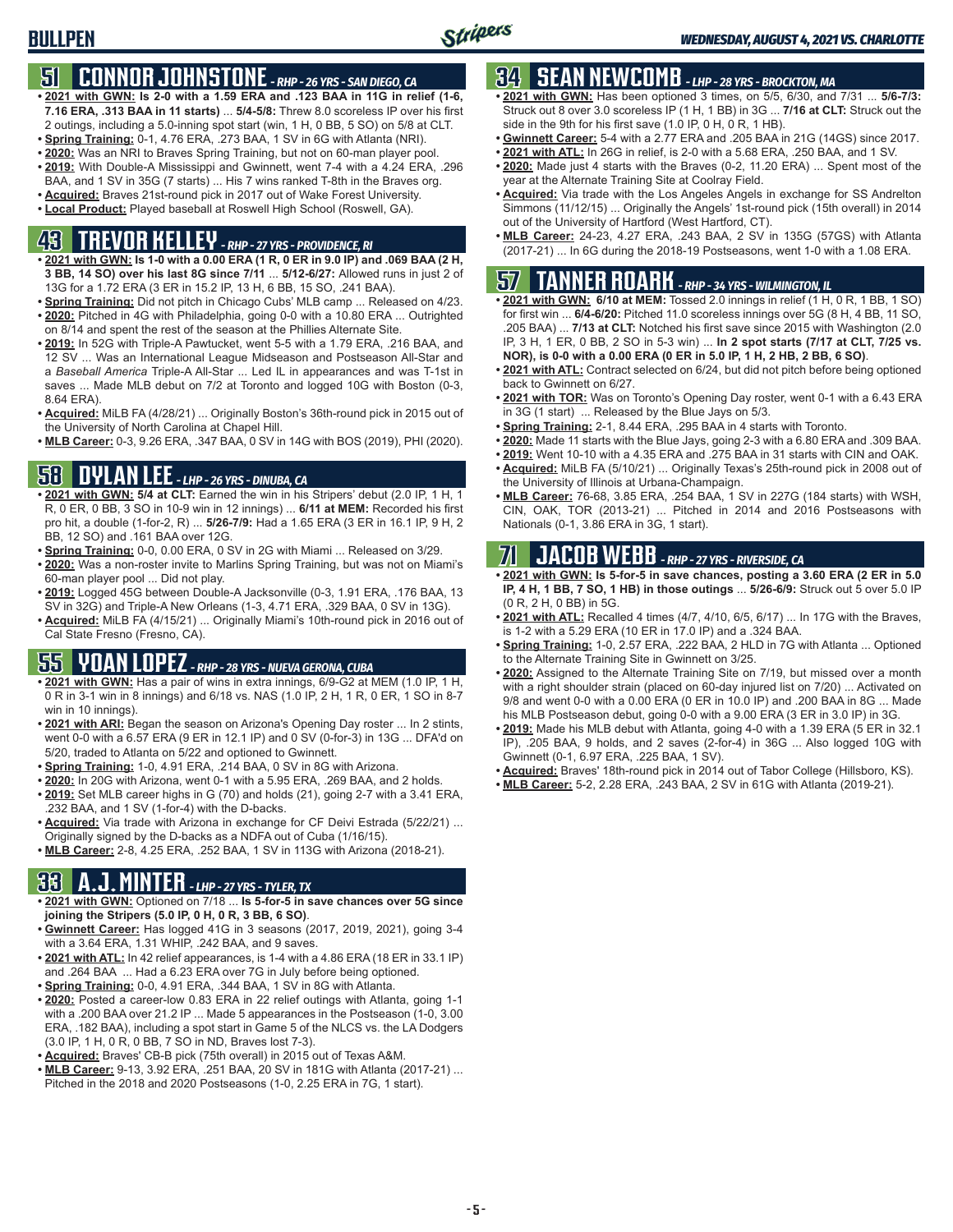## 51 CONNOR JOHNSTONE - RHP - 26 YRS - SAN DIEGO, CA

- **2021 with GWN: Is 2-0 with a 1.59 ERA and .123 BAA in 11G in relief (1-6, 7.16 ERA, .313 BAA in 11 starts)** ... **5/4-5/8:** Threw 8.0 scoreless IP over his first 2 outings, including a 5.0-inning spot start (win, 1 H, 0 BB, 5 SO) on 5/8 at CLT.
- **Spring Training:** 0-1, 4.76 ERA, .273 BAA, 1 SV in 6G with Atlanta (NRI).
- **2020:** Was an NRI to Braves Spring Training, but not on 60-man player pool.
- **2019:** With Double-A Mississippi and Gwinnett, went 7-4 with a 4.24 ERA, .296 BAA, and 1 SV in 35G (7 starts) ... His 7 wins ranked T-8th in the Braves org.
- **Acquired:** Braves 21st-round pick in 2017 out of Wake Forest University.
- **Local Product:** Played baseball at Roswell High School (Roswell, GA).

## 43 TREVOR KELLEY - RHP - 27 YRS - PROVIDENCE, RI

- **2021 with GWN: Is 1-0 with a 0.00 ERA (1 R, 0 ER in 9.0 IP) and .069 BAA (2 H, 3 BB, 14 SO) over his last 8G since 7/11** ... **5/12-6/27:** Allowed runs in just 2 of 13G for a 1.72 ERA (3 ER in 15.2 IP, 13 H, 6 BB, 15 SO, .241 BAA).
- **Spring Training:** Did not pitch in Chicago Cubs' MLB camp ... Released on 4/23.
- **2020:** Pitched in 4G with Philadelphia, going 0-0 with a 10.80 ERA ... Outrighted on 8/14 and spent the rest of the season at the Phillies Alternate Site.
- **2019:** In 52G with Triple-A Pawtucket, went 5-5 with a 1.79 ERA, .216 BAA, and 12 SV ... Was an International League Midseason and Postseason All-Star and a *Baseball America* Triple-A All-Star ... Led IL in appearances and was T-1st in saves ... Made MLB debut on 7/2 at Toronto and logged 10G with Boston (0-3, 8.64 ERA).
- **Acquired:** MiLB FA (4/28/21) ... Originally Boston's 36th-round pick in 2015 out of the University of North Carolina at Chapel Hill.
- **MLB Career:** 0-3, 9.26 ERA, .347 BAA, 0 SV in 14G with BOS (2019), PHI (2020).

## 58 DYLAN LEE - LHP - 26 YRS - DINUBA, CA

- **2021 with GWN: 5/4 at CLT:** Earned the win in his Stripers' debut (2.0 IP, 1 H, 1 R, 0 ER, 0 BB, 3 SO in 10-9 win in 12 innings) ... **6/11 at MEM:** Recorded his first pro hit, a double (1-for-2, R) ... **5/26-7/9:** Had a 1.65 ERA (3 ER in 16.1 IP, 9 H, 2 BB, 12 SO) and .161 BAA over 12G.
- **Spring Training:** 0-0, 0.00 ERA, 0 SV in 2G with Miami ... Released on 3/29.
- **2020:** Was a non-roster invite to Marlins Spring Training, but was not on Miami's 60-man player pool ... Did not play.
- **2019:** Logged 45G between Double-A Jacksonville (0-3, 1.91 ERA, .176 BAA, 13 SV in 32G) and Triple-A New Orleans (1-3, 4.71 ERA, .329 BAA, 0 SV in 13G).
- **Acquired:** MiLB FA (4/15/21) ... Originally Miami's 10th-round pick in 2016 out of Cal State Fresno (Fresno, CA).

## 55 YOAN LOPEZ - RHP - 28 YRS - NUEVA GERONA, CUBA

- **2021 with GWN:** Has a pair of wins in extra innings, 6/9-G2 at MEM (1.0 IP, 1 H, 0 R in 3-1 win in 8 innings) and 6/18 vs. NAS (1.0 IP, 2 H, 1 R, 0 ER, 1 SO in 8-7 win in 10 innings).
- **2021 with ARI:** Began the season on Arizona's Opening Day roster ... In 2 stints, went 0-0 with a 6.57 ERA (9 ER in 12.1 IP) and 0 SV (0-for-3) in 13G ... DFA'd on 5/20, traded to Atlanta on 5/22 and optioned to Gwinnett.
- **Spring Training:** 1-0, 4.91 ERA, .214 BAA, 0 SV in 8G with Arizona.
- **2020:** In 20G with Arizona, went 0-1 with a 5.95 ERA, .269 BAA, and 2 holds.
- **2019:** Set MLB career highs in G (70) and holds (21), going 2-7 with a 3.41 ERA, .232 BAA, and 1 SV (1-for-4) with the D-backs.
- **Acquired:** Via trade with Arizona in exchange for CF Deivi Estrada (5/22/21) ... Originally signed by the D-backs as a NDFA out of Cuba (1/16/15).
- **MLB Career:** 2-8, 4.25 ERA, .252 BAA, 1 SV in 113G with Arizona (2018-21).

## 33 A.J. MINTER - LHP - 27 YRS - TYLER, TX

- **2021 with GWN:** Optioned on 7/18 ... **Is 5-for-5 in save chances over 5G since joining the Stripers (5.0 IP, 0 H, 0 R, 3 BB, 6 SO)**.
- **Gwinnett Career:** Has logged 41G in 3 seasons (2017, 2019, 2021), going 3-4 with a 3.64 ERA, 1.31 WHIP, .242 BAA, and 9 saves.
- **2021 with ATL:** In 42 relief appearances, is 1-4 with a 4.86 ERA (18 ER in 33.1 IP) and .264 BAA ... Had a 6.23 ERA over 7G in July before being optioned.
- **Spring Training:** 0-0, 4.91 ERA, .344 BAA, 1 SV in 8G with Atlanta.
- **2020:** Posted a career-low 0.83 ERA in 22 relief outings with Atlanta, going 1-1 with a .200 BAA over 21.2 IP ... Made 5 appearances in the Postseason (1-0, 3.00 ERA, .182 BAA), including a spot start in Game 5 of the NLCS vs. the LA Dodgers (3.0 IP, 1 H, 0 R, 0 BB, 7 SO in ND, Braves lost 7-3).
- **Acquired:** Braves' CB-B pick (75th overall) in 2015 out of Texas A&M.
- **MLB Career:** 9-13, 3.92 ERA, .251 BAA, 20 SV in 181G with Atlanta (2017-21) ... Pitched in the 2018 and 2020 Postseasons (1-0, 2.25 ERA in 7G, 1 start).

## 34 SEAN NEWCOMB - LHP - 28 YRS - BROCKTON, MA

- **2021 with GWN:** Has been optioned 3 times, on 5/5, 6/30, and 7/31 ... **5/6-7/3:** Struck out 8 over 3.0 scoreless IP (1 H, 1 BB) in 3G ... **7/16 at CLT:** Struck out the side in the 9th for his first save (1.0 IP, 0 H, 0 R, 1 HB).
- **Gwinnett Career:** 5-4 with a 2.77 ERA and .205 BAA in 21G (14GS) since 2017.
- **2021 with ATL:** In 26G in relief, is 2-0 with a 5.68 ERA, .250 BAA, and 1 SV.
- **2020:** Made just 4 starts with the Braves (0-2, 11.20 ERA) ... Spent most of the year at the Alternate Training Site at Coolray Field.
- **Acquired:** Via trade with the Los Angeles Angels in exchange for SS Andrelton Simmons (11/12/15) ... Originally the Angels' 1st-round pick (15th overall) in 2014 out of the University of Hartford (West Hartford, CT).
- **MLB Career:** 24-23, 4.27 ERA, .243 BAA, 2 SV in 135G (57GS) with Atlanta (2017-21) ... In 6G during the 2018-19 Postseasons, went 1-0 with a 1.08 ERA.

## 57 TANNER ROARK - RHP - 34 YRS - WILMINGTON, IL

- **2021 with GWN: 6/10 at MEM:** Tossed 2.0 innings in relief (1 H, 0 R, 1 BB, 1 SO) for first win ... **6/4-6/20:** Pitched 11.0 scoreless innings over 5G (8 H, 4 BB, 11 SO, .205 BAA) ... **7/13 at CLT:** Notched his first save since 2015 with Washington (2.0 IP, 3 H, 1 ER, 0 BB, 2 SO in 5-3 win) ... **In 2 spot starts (7/17 at CLT, 7/25 vs. NOR), is 0-0 with a 0.00 ERA (0 ER in 5.0 IP, 1 H, 2 HB, 2 BB, 6 SO)**.
- **2021 with ATL:** Contract selected on 6/24, but did not pitch before being optioned back to Gwinnett on 6/27.
- **2021 with TOR:** Was on Toronto's Opening Day roster, went 0-1 with a 6.43 ERA in 3G (1 start) ... Released by the Blue Jays on 5/3.
- **Spring Training:** 2-1, 8.44 ERA, .295 BAA in 4 starts with Toronto.
- **2020:** Made 11 starts with the Blue Jays, going 2-3 with a 6.80 ERA and .309 BAA.
- **2019:** Went 10-10 with a 4.35 ERA and .275 BAA in 31 starts with CIN and OAK.
- **Acquired:** MiLB FA (5/10/21) ... Originally Texas's 25th-round pick in 2008 out of the University of Illinois at Urbana-Champaign.
- **MLB Career:** 76-68, 3.85 ERA, .254 BAA, 1 SV in 227G (184 starts) with WSH, CIN, OAK, TOR (2013-21) ... Pitched in 2014 and 2016 Postseasons with Nationals (0-1, 3.86 ERA in 3G, 1 start).

## 71 JACOB WEBB - RHP - 27 YRS - RIVERSIDE, CA

- **2021 with GWN: Is 5-for-5 in save chances, posting a 3.60 ERA (2 ER in 5.0 IP, 4 H, 1 BB, 7 SO, 1 HB) in those outings** ... **5/26-6/9:** Struck out 5 over 5.0 IP (0 R, 2 H, 0 BB) in 5G.
- **2021 with ATL:** Recalled 4 times (4/7, 4/10, 6/5, 6/17) ... In 17G with the Braves, is 1-2 with a 5.29 ERA (10 ER in 17.0 IP) and a .324 BAA.
- **Spring Training:** 1-0, 2.57 ERA, .222 BAA, 2 HLD in 7G with Atlanta ... Optioned to the Alternate Training Site in Gwinnett on 3/25.
- **2020:** Assigned to the Alternate Training Site on 7/19, but missed over a month with a right shoulder strain (placed on 60-day injured list on 7/20) ... Activated on 9/8 and went 0-0 with a 0.00 ERA (0 ER in 10.0 IP) and .200 BAA in 8G ... Made his MLB Postseason debut, going 0-0 with a 9.00 ERA (3 ER in 3.0 IP) in 3G.
- **2019:** Made his MLB debut with Atlanta, going 4-0 with a 1.39 ERA (5 ER in 32.1 IP), .205 BAA, 9 holds, and 2 saves (2-for-4) in 36G ... Also logged 10G with Gwinnett (0-1, 6.97 ERA, .225 BAA, 1 SV).
- **Acquired:** Braves' 18th-round pick in 2014 out of Tabor College (Hillsboro, KS).
- **MLB Career:** 5-2, 2.28 ERA, .243 BAA, 2 SV in 61G with Atlanta (2019-21).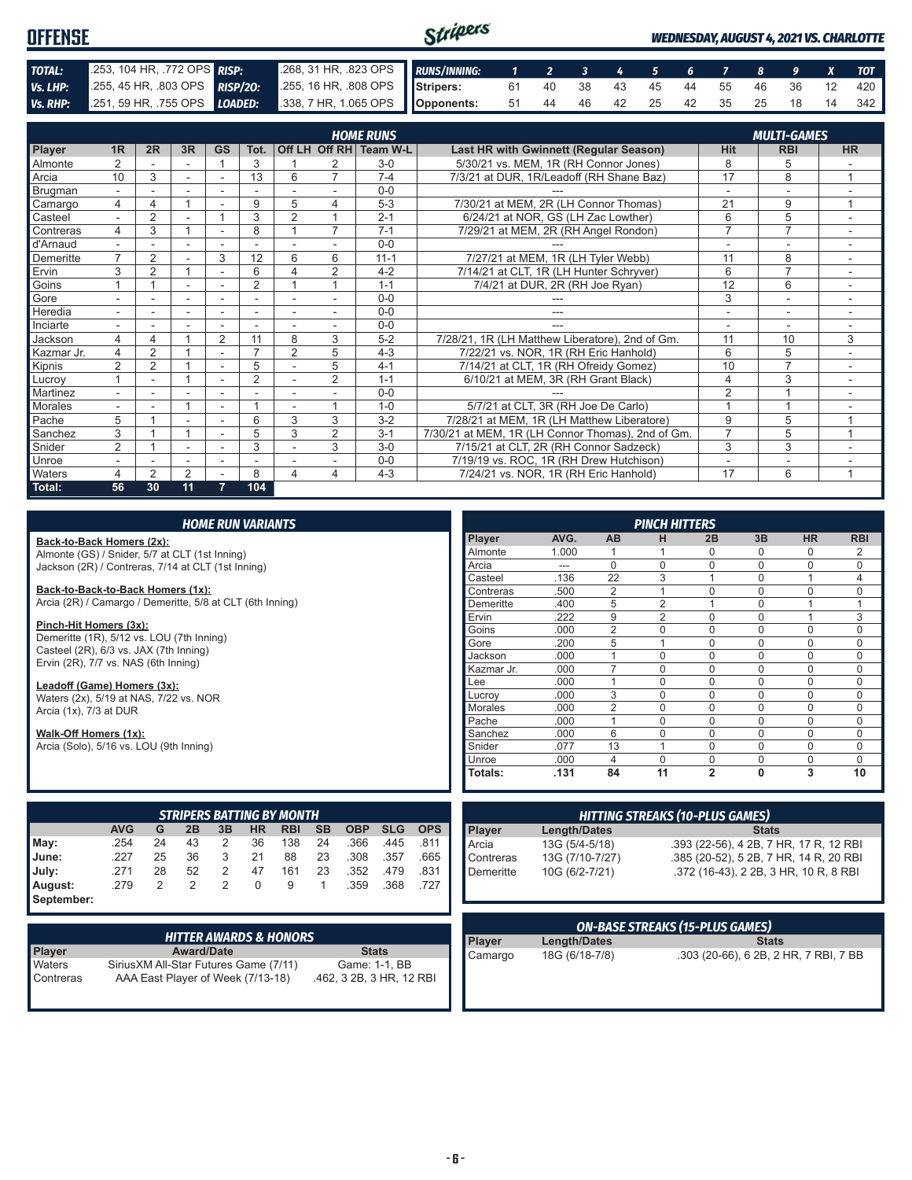# OFFENSE

*WEDNESDAY, AUGUST 4, 2021 VS. CHARLOTTE*

| | | | |
|---|---|---|---|
| **TOTAL:** | .253, 104 HR, .772 OPS | **RISP:** | .268, 31 HR, .823 OPS |
| **Vs. LHP:** | .255, 45 HR, .803 OPS | **RISP/2O:** | .255, 16 HR, .808 OPS |
| **Vs. RHP:** | .251, 59 HR, .755 OPS | **LOADED:** | .338, 7 HR, 1.065 OPS |

| RUNS/INNING: | 1 | 2 | 3 | 4 | 5 | 6 | 7 | 8 | 9 | X | TOT |
|---|---|---|---|---|---|---|---|---|---|---|---|
| Stripers: | 61 | 40 | 38 | 43 | 45 | 44 | 55 | 46 | 36 | 12 | 420 |
| Opponents: | 51 | 44 | 46 | 42 | 25 | 42 | 35 | 25 | 18 | 14 | 342 |

## HOME RUNS / MULTI-GAMES

| Player | 1R | 2R | 3R | GS | Tot. | Off LH | Off RH | Team W-L | Last HR with Gwinnett (Regular Season) | Hit | RBI | HR |
|---|---|---|---|---|---|---|---|---|---|---|---|---|
| Almonte | 2 | - | - | 1 | 3 | 1 | 2 | 3-0 | 5/30/21 vs. MEM, 1R (RH Connor Jones) | 8 | 5 | - |
| Arcia | 10 | 3 | - | - | 13 | 6 | 7 | 7-4 | 7/3/21 at DUR, 1R/Leadoff (RH Shane Baz) | 17 | 8 | 1 |
| Brugman | - | - | - | - | - | - | - | 0-0 | --- | - | - | - |
| Camargo | 4 | 4 | 1 | - | 9 | 5 | 4 | 5-3 | 7/30/21 at MEM, 2R (LH Connor Thomas) | 21 | 9 | 1 |
| Casteel | - | 2 | - | 1 | 3 | 2 | 1 | 2-1 | 6/24/21 at NOR, GS (LH Zac Lowther) | 6 | 5 | - |
| Contreras | 4 | 3 | 1 | - | 8 | 1 | 7 | 7-1 | 7/29/21 at MEM, 2R (RH Angel Rondon) | 7 | 7 | - |
| d'Arnaud | - | - | - | - | - | - | - | 0-0 | --- | - | - | - |
| Demeritte | 7 | 2 | - | 3 | 12 | 6 | 6 | 11-1 | 7/27/21 at MEM, 1R (LH Tyler Webb) | 11 | 8 | - |
| Ervin | 3 | 2 | 1 | - | 6 | 4 | 2 | 4-2 | 7/14/21 at CLT, 1R (LH Hunter Schryver) | 6 | 7 | - |
| Goins | 1 | 1 | - | - | 2 | 1 | 1 | 1-1 | 7/4/21 at DUR, 2R (RH Joe Ryan) | 12 | 6 | - |
| Gore | - | - | - | - | - | - | - | 0-0 | --- | 3 | - | - |
| Heredia | - | - | - | - | - | - | - | 0-0 | --- | - | - | - |
| Inciarte | - | - | - | - | - | - | - | 0-0 | --- | - | - | - |
| Jackson | 4 | 4 | 1 | 2 | 11 | 8 | 3 | 5-2 | 7/28/21, 1R (LH Matthew Liberatore), 2nd of Gm. | 11 | 10 | 3 |
| Kazmar Jr. | 4 | 2 | 1 | - | 7 | 2 | 5 | 4-3 | 7/22/21 vs. NOR, 1R (RH Eric Hanhold) | 6 | 5 | - |
| Kipnis | 2 | 2 | 1 | - | 5 | - | 5 | 4-1 | 7/14/21 at CLT, 1R (RH Ofreidy Gomez) | 10 | 7 | - |
| Lucroy | 1 | - | 1 | - | 2 | - | 2 | 1-1 | 6/10/21 at MEM, 3R (RH Grant Black) | 4 | 3 | - |
| Martinez | - | - | - | - | - | - | - | 0-0 | --- | 2 | 1 | - |
| Morales | - | - | 1 | - | 1 | - | 1 | 1-0 | 5/7/21 at CLT, 3R (RH Joe De Carlo) | 1 | 1 | - |
| Pache | 5 | 1 | - | - | 6 | 3 | 3 | 3-2 | 7/28/21 at MEM, 1R (LH Matthew Liberatore) | 9 | 5 | 1 |
| Sanchez | 3 | 1 | 1 | - | 5 | 3 | 2 | 3-1 | 7/30/21 at MEM, 1R (LH Connor Thomas), 2nd of Gm. | 7 | 5 | 1 |
| Snider | 2 | 1 | - | - | 3 | - | 3 | 3-0 | 7/15/21 at CLT, 2R (RH Connor Sadzeck) | 3 | 3 | - |
| Unroe | - | - | - | - | - | - | - | 0-0 | 7/19/19 vs. ROC, 1R (RH Drew Hutchison) | - | - | - |
| Waters | 4 | 2 | 2 | - | 8 | 4 | 4 | 4-3 | 7/24/21 vs. NOR, 1R (RH Eric Hanhold) | 17 | 6 | 1 |
| **Total:** | **56** | **30** | **11** | **7** | **104** | | | | | | | |

## HOME RUN VARIANTS

**Back-to-Back Homers (2x):**
Almonte (GS) / Snider, 5/7 at CLT (1st Inning)
Jackson (2R) / Contreras, 7/14 at CLT (1st Inning)

**Back-to-Back-to-Back Homers (1x):**
Arcia (2R) / Camargo / Demeritte, 5/8 at CLT (6th Inning)

**Pinch-Hit Homers (3x):**
Demeritte (1R), 5/12 vs. LOU (7th Inning)
Casteel (2R), 6/3 vs. JAX (7th Inning)
Ervin (2R), 7/7 vs. NAS (6th Inning)

**Leadoff (Game) Homers (3x):**
Waters (2x), 5/19 at NAS, 7/22 vs. NOR
Arcia (1x), 7/3 at DUR

**Walk-Off Homers (1x):**
Arcia (Solo), 5/16 vs. LOU (9th Inning)

## PINCH HITTERS

| Player | AVG. | AB | H | 2B | 3B | HR | RBI |
|---|---|---|---|---|---|---|---|
| Almonte | 1.000 | 1 | 1 | 0 | 0 | 0 | 2 |
| Arcia | --- | 0 | 0 | 0 | 0 | 0 | 0 |
| Casteel | .136 | 22 | 3 | 1 | 0 | 1 | 4 |
| Contreras | .500 | 2 | 1 | 0 | 0 | 0 | 0 |
| Demeritte | .400 | 5 | 2 | 1 | 0 | 1 | 1 |
| Ervin | .222 | 9 | 2 | 0 | 0 | 1 | 3 |
| Goins | .000 | 2 | 0 | 0 | 0 | 0 | 0 |
| Gore | .200 | 5 | 1 | 0 | 0 | 0 | 0 |
| Jackson | .000 | 1 | 0 | 0 | 0 | 0 | 0 |
| Kazmar Jr. | .000 | 7 | 0 | 0 | 0 | 0 | 0 |
| Lee | .000 | 1 | 0 | 0 | 0 | 0 | 0 |
| Lucroy | .000 | 3 | 0 | 0 | 0 | 0 | 0 |
| Morales | .000 | 2 | 0 | 0 | 0 | 0 | 0 |
| Pache | .000 | 1 | 0 | 0 | 0 | 0 | 0 |
| Sanchez | .000 | 6 | 0 | 0 | 0 | 0 | 0 |
| Snider | .077 | 13 | 1 | 0 | 0 | 0 | 0 |
| Unroe | .000 | 4 | 0 | 0 | 0 | 0 | 0 |
| **Totals:** | **.131** | **84** | **11** | **2** | **0** | **3** | **10** |

## STRIPERS BATTING BY MONTH

| | AVG | G | 2B | 3B | HR | RBI | SB | OBP | SLG | OPS |
|---|---|---|---|---|---|---|---|---|---|---|
| May: | .254 | 24 | 43 | 2 | 36 | 138 | 24 | .366 | .445 | .811 |
| June: | .227 | 25 | 36 | 3 | 21 | 88 | 23 | .308 | .357 | .665 |
| July: | .271 | 28 | 52 | 2 | 47 | 161 | 23 | .352 | .479 | .831 |
| August: | .279 | 2 | 2 | 2 | 0 | 9 | 1 | .359 | .368 | .727 |
| September: | | | | | | | | | | |

## HITTING STREAKS (10-PLUS GAMES)

| Player | Length/Dates | Stats |
|---|---|---|
| Arcia | 13G (5/4-5/18) | .393 (22-56), 4 2B, 7 HR, 17 R, 12 RBI |
| Contreras | 13G (7/10-7/27) | .385 (20-52), 5 2B, 7 HR, 14 R, 20 RBI |
| Demeritte | 10G (6/2-7/21) | .372 (16-43), 2 2B, 3 HR, 10 R, 8 RBI |

## HITTER AWARDS & HONORS

| Player | Award/Date | Stats |
|---|---|---|
| Waters | SiriusXM All-Star Futures Game (7/11) | Game: 1-1, BB |
| Contreras | AAA East Player of Week (7/13-18) | .462, 3 2B, 3 HR, 12 RBI |

## ON-BASE STREAKS (15-PLUS GAMES)

| Player | Length/Dates | Stats |
|---|---|---|
| Camargo | 18G (6/18-7/8) | .303 (20-66), 6 2B, 2 HR, 7 RBI, 7 BB |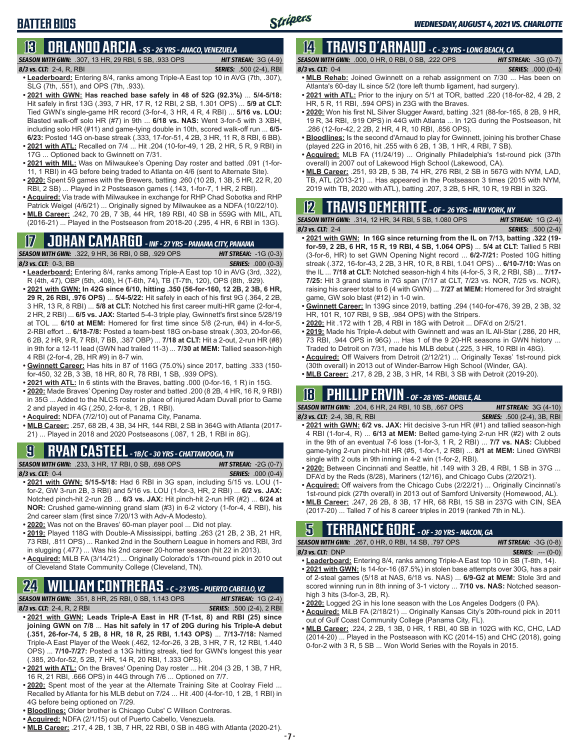# BATTER BIOS

## 13 ORLANDO ARCIA - SS - 26 YRS - ANACO, VENEZUELA

**SEASON WITH GWN:** .307, 13 HR, 29 RBI, 5 SB, .933 OPS — **HIT STREAK:** 3G (4-9)
**8/3 vs. CLT:** 2-4, R, RBI — **SERIES:** .500 (2-4), RBI

- **Leaderboard:** Entering 8/4, ranks among Triple-A East top 10 in AVG (7th, .307), SLG (7th, .551), and OPS (7th, .933).
- **2021 with GWN: Has reached base safely in 48 of 52G (92.3%)** ... **5/4-5/18:** Hit safely in first 13G (.393, 7 HR, 17 R, 12 RBI, 2 SB, 1.301 OPS) ... **5/9 at CLT:** Tied GWN's single-game HR record (3-for-4, 3 HR, 4 R, 4 RBI) ... **5/16 vs. LOU:** Blasted walk-off solo HR (#7) in 9th ... **6/18 vs. NAS:** Went 3-for-5 with 3 XBH, including solo HR (#11) and game-tying double in 10th, scored walk-off run ... **6/5-6/23:** Posted 14G on-base streak (.333, 17-for-51, 4 2B, 3 HR, 11 R, 8 RBI, 6 BB).
- **2021 with ATL:** Recalled on 7/4 ... Hit .204 (10-for-49, 1 2B, 2 HR, 5 R, 9 RBI) in 17G ... Optioned back to Gwinnett on 7/31.
- **2021 with MIL:** Was on Milwaukee's Opening Day roster and batted .091 (1-for-11, 1 RBI) in 4G before being traded to Atlanta on 4/6 (sent to Alternate Site).
- **2020:** Spent 59 games with the Brewers, batting .260 (10 2B, 1 3B, 5 HR, 22 R, 20 RBI, 2 SB) ... Played in 2 Postseason games (.143, 1-for-7, 1 HR, 2 RBI).
- **Acquired:** Via trade with Milwaukee in exchange for RHP Chad Sobotka and RHP Patrick Weigel (4/6/21) ... Originally signed by Milwaukee as a NDFA (10/22/10).
- **MLB Career:** .242, 70 2B, 7 3B, 44 HR, 189 RBI, 40 SB in 559G with MIL, ATL (2016-21) ... Played in the Postseason from 2018-20 (.295, 4 HR, 6 RBI in 13G).

## 17 JOHAN CAMARGO - INF - 27 YRS - PANAMA CITY, PANAMA

**SEASON WITH GWN:** .322, 9 HR, 36 RBI, 0 SB, .929 OPS — **HIT STREAK:** -1G (0-3)
**8/3 vs. CLT:** 0-3, BB — **SERIES:** .000 (0-3)

- **Leaderboard:** Entering 8/4, ranks among Triple-A East top 10 in AVG (3rd, .322), R (4th, 47), OBP (5th, .408), H (T-6th, 74), TB (T-7th, 120), OPS (8th, .929).
- **2021 with GWN: In 42G since 6/10, hitting .350 (56-for-160, 12 2B, 2 3B, 6 HR, 29 R, 26 RBI, .976 OPS)** ... **5/4-5/22:** Hit safely in each of his first 9G (.364, 2 2B, 3 HR, 13 R, 8 RBI) ... **5/8 at CLT:** Notched his first career multi-HR game (2-for-4, 2 HR, 2 RBI) ... **6/5 vs. JAX:** Started 5-4-3 triple play, Gwinnett's first since 5/28/19 at TOL ... **6/10 at MEM:** Homered for first time since 5/8 (2-run, #4) in 4-for-5, 2-RBI effort ... **6/18-7/8:** Posted a team-best 18G on-base streak (.303, 20-for-66, 6 2B, 2 HR, 9 R, 7 RBI, 7 BB, .387 OBP) ... **7/18 at CLT:** Hit a 2-out, 2-run HR (#8) in 9th for a 12-11 lead (GWN had trailed 11-3) ... **7/30 at MEM:** Tallied season-high 4 RBI (2-for-4, 2B, HR #9) in 8-7 win.
- **Gwinnett Career:** Has hits in 87 of 116G (75.0%) since 2017, batting .333 (150-for-450, 32 2B, 3 3B, 18 HR, 80 R, 78 RBI, 1 SB, .939 OPS).
- **2021 with ATL:** In 6 stints with the Braves, batting .000 (0-for-16, 1 R) in 15G.
- **2020:** Made Braves' Opening Day roster and batted .200 (8 2B, 4 HR, 16 R, 9 RBI) in 35G ... Added to the NLCS roster in place of injured Adam Duvall prior to Game 2 and played in 4G (.250, 2-for-8, 1 2B, 1 RBI).
- **Acquired:** NDFA (7/2/10) out of Panama City, Panama.
- **MLB Career:** .257, 68 2B, 4 3B, 34 HR, 144 RBI, 2 SB in 364G with Atlanta (2017-21) ... Played in 2018 and 2020 Postseasons (.087, 1 2B, 1 RBI in 8G).

## 9 RYAN CASTEEL - 1B/C - 30 YRS - CHATTANOOGA, TN

**SEASON WITH GWN:** .233, 3 HR, 17 RBI, 0 SB, .698 OPS — **HIT STREAK:** -2G (0-7)
**8/3 vs. CLT:** 0-4 — **SERIES:** .000 (0-4)

- **2021 with GWN: 5/15-5/18:** Had 6 RBI in 3G span, including 5/15 vs. LOU (1-for-2, GW 3-run 2B, 3 RBI) and 5/16 vs. LOU (1-for-3, HR, 2 RBI) ... **6/2 vs. JAX:** Notched pinch-hit 2-run 2B ... **6/3 vs. JAX:** Hit pinch-hit 2-run HR (#2) ... **6/24 at NOR:** Crushed game-winning grand slam (#3) in 6-2 victory (1-for-4, 4 RBI), his 2nd career slam (first since 7/20/13 with Adv-A Modesto).
- **2020:** Was not on the Braves' 60-man player pool ... Did not play.
- **2019:** Played 118G with Double-A Mississippi, batting .263 (21 2B, 2 3B, 21 HR, 73 RBI, .811 OPS) ... Ranked 2nd in the Southern League in homers and RBI, 3rd in slugging (.477) ... Was his 2nd career 20-homer season (hit 22 in 2013).
- **Acquired:** MiLB FA (3/14/21) ... Originally Colorado's 17th-round pick in 2010 out of Cleveland State Community College (Cleveland, TN).

## 24 WILLIAM CONTRERAS - C - 23 YRS - PUERTO CABELLO, VZ

**SEASON WITH GWN:** .351, 8 HR, 25 RBI, 0 SB, 1.143 OPS — **HIT STREAK:** 1G (2-4)
**8/3 vs. CLT:** 2-4, R, 2 RBI — **SERIES:** .500 (2-4), 2 RBI

- **2021 with GWN: Leads Triple-A East in HR (T-1st, 8) and RBI (25) since joining GWN on 7/8** ... **Has hit safely in 17 of 20G during his Triple-A debut (.351, 26-for-74, 5 2B, 8 HR, 18 R, 25 RBI, 1.143 OPS)** ... **7/13-7/18:** Named Triple-A East Player of the Week (.462, 12-for-26, 3 2B, 3 HR, 7 R, 12 RBI, 1.440 OPS) ... **7/10-7/27:** Posted a 13G hitting streak, tied for GWN's longest this year (.385, 20-for-52, 5 2B, 7 HR, 14 R, 20 RBI, 1.333 OPS).
- **2021 with ATL:** On the Braves' Opening Day roster ... Hit .204 (3 2B, 1 3B, 7 HR, 16 R, 21 RBI, .666 OPS) in 44G through 7/6 ... Optioned on 7/7.
- **2020:** Spent most of the year at the Alternate Training Site at Coolray Field ... Recalled by Atlanta for his MLB debut on 7/24 ... Hit .400 (4-for-10, 1 2B, 1 RBI) in 4G before being optioned on 7/29.
- **Bloodlines:** Older brother is Chicago Cubs' C Willson Contreras.
- **Acquired:** NDFA (2/1/15) out of Puerto Cabello, Venezuela.
- **MLB Career:** .217, 4 2B, 1 3B, 7 HR, 22 RBI, 0 SB in 48G with Atlanta (2020-21).

## 14 TRAVIS D'ARNAUD - C - 32 YRS - LONG BEACH, CA

**SEASON WITH GWN:** .000, 0 HR, 0 RBI, 0 SB, .222 OPS — **HIT STREAK:** -3G (0-7)
**8/3 vs. CLT:** 0-4 — **SERIES:** .000 (0-4)

- **MLB Rehab:** Joined Gwinnett on a rehab assignment on 7/30 ... Has been on Atlanta's 60-day IL since 5/2 (tore left thumb ligament, had surgery).
- **2021 with ATL:** Prior to the injury on 5/1 at TOR, batted .220 (18-for-82, 4 2B, 2 HR, 5 R, 11 RBI, .594 OPS) in 23G with the Braves.
- **2020:** Won his first NL Silver Slugger Award, batting .321 (88-for-165, 8 2B, 9 HR, 19 R, 34 RBI, .919 OPS) in 44G with Atlanta ... In 12G during the Postseason, hit .286 (12-for-42, 2 2B, 2 HR, 4 R, 10 RBI, .856 OPS).
- **Bloodlines:** Is the second d'Arnaud to play for Gwinnett, joining his brother Chase (played 22G in 2016, hit .255 with 6 2B, 1 3B, 1 HR, 4 RBI, 7 SB).
- **Acquired:** MLB FA (11/24/19) ... Originally Philadelphia's 1st-round pick (37th overall) in 2007 out of Lakewood High School (Lakewood, CA).
- **MLB Career:** .251, 93 2B, 5 3B, 74 HR, 276 RBI, 2 SB in 567G with NYM, LAD, TB, ATL (2013-21) ... Has appeared in the Postseason 3 times (2015 with NYM, 2019 with TB, 2020 with ATL), batting .207, 3 2B, 5 HR, 10 R, 19 RBI in 32G.

## 12 TRAVIS DEMERITTE - OF - 26 YRS - NEW YORK, NY

**SEASON WITH GWN:** .314, 12 HR, 34 RBI, 5 SB, 1.080 OPS — **HIT STREAK:** 1G (2-4)
**8/3 vs. CLT:** 2-4 — **SERIES:** .500 (2-4)

- **2021 with GWN: In 16G since returning from the IL on 7/13, batting .322 (19-for-59, 2 2B, 6 HR, 15 R, 19 RBI, 4 SB, 1.064 OPS)** ... **5/4 at CLT:** Tallied 5 RBI (3-for-6, HR) to set GWN Opening Night record ... **6/2-7/21:** Posted 10G hitting streak (.372, 16-for-43, 2 2B, 3 HR, 10 R, 8 RBI, 1.041 OPS) ... **6/10-7/10:** Was on the IL ... **7/18 at CLT:** Notched season-high 4 hits (4-for-5, 3 R, 2 RBI, SB) ... **7/17-7/25:** Hit 3 grand slams in 7G span (7/17 at CLT, 7/23 vs. NOR, 7/25 vs. NOR), raising his career total to 6 (4 with GWN) ... **7/27 at MEM:** Homered for 3rd straight game, GW solo blast (#12) in 1-0 win.
- **Gwinnett Career:** In 139G since 2019, batting .294 (140-for-476, 39 2B, 2 3B, 32 HR, 101 R, 107 RBI, 9 SB, .984 OPS) with the Stripers.
- **2020:** Hit .172 with 1 2B, 4 RBI in 18G with Detroit ... DFA'd on 2/5/21.
- **2019:** Made his Triple-A debut with Gwinnett and was an IL All-Star (.286, 20 HR, 73 RBI, .944 OPS in 96G) ... Has 1 of the 9 20-HR seasons in GWN history ... Traded to Detroit on 7/31, made his MLB debut (.225, 3 HR, 10 RBI in 48G).
- **Acquired:** Off Waivers from Detroit (2/12/21) ... Originally Texas' 1st-round pick (30th overall) in 2013 out of Winder-Barrow High School (Winder, GA).
- **MLB Career:** .217, 8 2B, 2 3B, 3 HR, 14 RBI, 3 SB with Detroit (2019-20).

## 18 PHILLIP ERVIN - OF - 28 YRS - MOBILE, AL

**SEASON WITH GWN:** .204, 6 HR, 24 RBI, 10 SB, .667 OPS — **HIT STREAK:** 3G (4-10)
**8/3 vs. CLT:** 2-4, 3B, R, RBI — **SERIES:** .500 (2-4), 3B, RBI

- **2021 with GWN: 6/2 vs. JAX:** Hit decisive 3-run HR (#1) and tallied season-high 4 RBI (1-for-4, R) ... **6/13 at MEM:** Belted game-tying 2-run HR (#2) with 2 outs in the 9th of an eventual 7-6 loss (1-for-3, 1 R, 2 RBI) ... **7/7 vs. NAS:** Clubbed game-tying 2-run pinch-hit HR (#5, 1-for-1, 2 RBI) ... **8/1 at MEM:** Lined GWRBI single with 2 outs in 9th inning in 4-2 win (1-for-2, RBI).
- **2020:** Between Cincinnati and Seattle, hit .149 with 3 2B, 4 RBI, 1 SB in 37G ... DFA'd by the Reds (8/28), Mariners (12/16), and Chicago Cubs (2/20/21).
- **Acquired:** Off waivers from the Chicago Cubs (2/22/21) ... Originally Cincinnati's 1st-round pick (27th overall) in 2013 out of Samford University (Homewood, AL).
- **MLB Career:** .247, 26 2B, 8 3B, 17 HR, 68 RBI, 15 SB in 237G with CIN, SEA (2017-20) ... Talled 7 of his 8 career triples in 2019 (ranked 7th in NL).

## 5 TERRANCE GORE - OF - 30 YRS - MACON, GA

**SEASON WITH GWN:** .267, 0 HR, 0 RBI, 14 SB, .797 OPS — **HIT STREAK:** -3G (0-8)
**8/3 vs. CLT:** DNP — **SERIES:** .--- (0-0)

- **Leaderboard:** Entering 8/4, ranks among Triple-A East top 10 in SB (T-8th, 14).
- **2021 with GWN:** Is 14-for-16 (87.5%) in stolen base attempts over 30G, has a pair of 2-steal games (5/18 at NAS, 6/18 vs. NAS) ... **6/9-G2 at MEM:** Stole 3rd and scored winning run in 8th inning of 3-1 victory ... **7/10 vs. NAS:** Notched season-high 3 hits (3-for-3, 2B, R).
- **2020:** Logged 2G in his lone season with the Los Angeles Dodgers (0 PA).
- **Acquired:** MiLB FA (2/18/21) ... Originally Kansas City's 20th-round pick in 2011 out of Gulf Coast Community College (Panama City, FL).
- **MLB Career:** .224, 2 2B, 1 3B, 0 HR, 1 RBI, 40 SB in 102G with KC, CHC, LAD (2014-20) ... Played in the Postseason with KC (2014-15) and CHC (2018), going 0-for-2 with 3 R, 5 SB ... Won World Series with the Royals in 2015.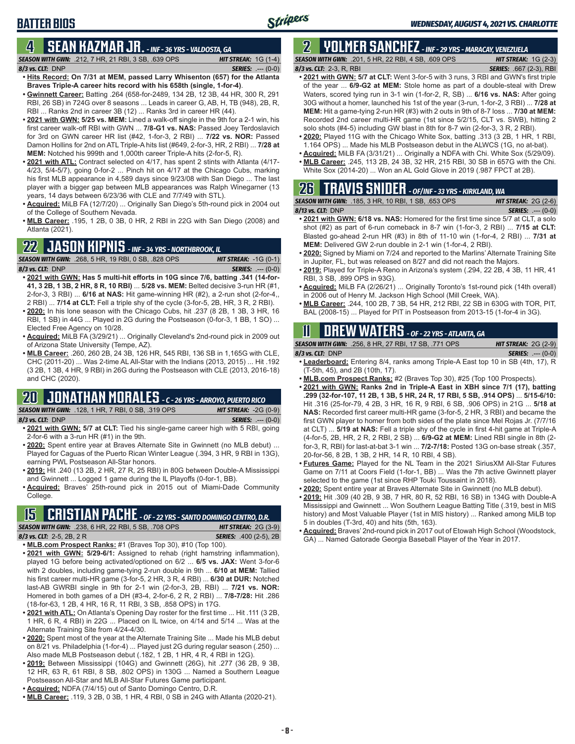## BATTER BIOS

*WEDNESDAY, AUGUST 4, 2021 VS. CHARLOTTE*

## 4 SEAN KAZMAR JR. - INF - 36 YRS - VALDOSTA, GA

**SEASON WITH GWN:** .212, 7 HR, 21 RBI, 3 SB, .639 OPS — **HIT STREAK:** 1G (1-4)
**8/3 vs. CLT:** DNP — **SERIES:** .--- (0-0)

- **Hits Record: On 7/31 at MEM, passed Larry Whisenton (657) for the Atlanta Braves Triple-A career hits record with his 658th (single, 1-for-4)**.
- **Gwinnett Career:** Batting .264 (658-for-2489, 134 2B, 12 3B, 44 HR, 300 R, 291 RBI, 26 SB) in 724G over 8 seasons ... Leads in career G, AB, H, TB (948), 2B, R, RBI ... Ranks 2nd in career 3B (12) ... Ranks 3rd in career HR (44).
- **2021 with GWN: 5/25 vs. MEM:** Lined a walk-off single in the 9th for a 2-1 win, his first career walk-off RBI with GWN ... **7/8-G1 vs. NAS:** Passed Joey Terdoslavich for 3rd on GWN career HR list (#42, 1-for-3, 2 RBI) ... **7/22 vs. NOR:** Passed Damon Hollins for 2nd on ATL Triple-A hits list (#649, 2-for-3, HR, 2 RBI) ... **7/28 at MEM:** Notched his 999th and 1,000th career Triple-A hits (2-for-5, R).
- **2021 with ATL:** Contract selected on 4/17, has spent 2 stints with Atlanta (4/17-4/23, 5/4-5/7), going 0-for-2 ... Pinch hit on 4/17 at the Chicago Cubs, marking his first MLB appearance in 4,589 days since 9/23/08 with San Diego ... The last player with a bigger gap between MLB appearances was Ralph Winegarner (13 years, 14 days between 6/23/36 with CLE and 7/7/49 with STL).
- **Acquired:** MiLB FA (12/7/20) ... Originally San Diego's 5th-round pick in 2004 out of the College of Southern Nevada.
- **MLB Career:** .195, 1 2B, 0 3B, 0 HR, 2 RBI in 22G with San Diego (2008) and Atlanta (2021).

## 22 JASON KIPNIS - INF - 34 YRS - NORTHBROOK, IL

**SEASON WITH GWN:** .268, 5 HR, 19 RBI, 0 SB, .828 OPS — **HIT STREAK:** -1G (0-1)
**8/3 vs. CLT:** DNP — **SERIES:** .--- (0-0)

- **2021 with GWN: Has 5 multi-hit efforts in 10G since 7/6, batting .341 (14-for-41, 3 2B, 1 3B, 2 HR, 8 R, 10 RBI)** ... **5/28 vs. MEM:** Belted decisive 3-run HR (#1, 2-for-3, 3 RBI) ... **6/16 at NAS:** Hit game-winning HR (#2), a 2-run shot (2-for-4,, 2 RBI) ... **7/14 at CLT:** Fell a triple shy of the cycle (3-for-5, 2B, HR, 3 R, 2 RBI).
- **2020:** In his lone season with the Chicago Cubs, hit .237 (8 2B, 1 3B, 3 HR, 16 RBI, 1 SB) in 44G ... Played in 2G during the Postseason (0-for-3, 1 BB, 1 SO) ... Elected Free Agency on 10/28.
- **Acquired:** MiLB FA (3/29/21) ... Originally Cleveland's 2nd-round pick in 2009 out of Arizona State University (Tempe, AZ).
- **MLB Career:** .260, 260 2B, 24 3B, 126 HR, 545 RBI, 136 SB in 1,165G with CLE, CHC (2011-20) ... Was 2-time AL All-Star with the Indians (2013, 2015) ... Hit .192 (3 2B, 1 3B, 4 HR, 9 RBI) in 26G during the Postseason with CLE (2013, 2016-18) and CHC (2020).

## 20 JONATHAN MORALES - C - 26 YRS - ARROYO, PUERTO RICO

**SEASON WITH GWN:** .128, 1 HR, 7 RBI, 0 SB, .319 OPS — **HIT STREAK:** -2G (0-9)
**8/3 vs. CLT:** DNP — **SERIES:** .--- (0-0)

- **2021 with GWN: 5/7 at CLT:** Tied his single-game career high with 5 RBI, going 2-for-6 with a 3-run HR (#1) in the 9th.
- **2020:** Spent entire year at Braves Alternate Site in Gwinnett (no MLB debut) ... Played for Caguas of the Puerto Rican Winter League (.394, 3 HR, 9 RBI in 13G), earning PWL Postseason All-Star honors.
- **2019:** Hit .240 (13 2B, 2 HR, 27 R, 25 RBI) in 80G between Double-A Mississippi and Gwinnett ... Logged 1 game during the IL Playoffs (0-for-1, BB).
- **Acquired:** Braves' 25th-round pick in 2015 out of Miami-Dade Community College.

## 15 CRISTIAN PACHE - OF - 22 YRS - SANTO DOMINGO CENTRO, D.R.

**SEASON WITH GWN:** .238, 6 HR, 22 RBI, 5 SB, .708 OPS — **HIT STREAK:** 2G (3-9)
**8/3 vs. CLT:** 2-5, 2B, 2 R — **SERIES:** .400 (2-5), 2B

- **MLB.com Prospect Ranks:** #1 (Braves Top 30), #10 (Top 100).
- **2021 with GWN: 5/29-6/1:** Assigned to rehab (right hamstring inflammation), played 1G before being activated/optioned on 6/2 ... **6/5 vs. JAX:** Went 3-for-6 with 2 doubles, including game-tying 2-run double in 9th ... **6/10 at MEM:** Tallied his first career multi-HR game (3-for-5, 2 HR, 3 R, 4 RBI) ... **6/30 at DUR:** Notched last-AB GWRBI single in 9th for 2-1 win (2-for-3, 2B, RBI) ... **7/21 vs. NOR:** Homered in both games of a DH (#3-4, 2-for-6, 2 R, 2 RBI) ... **7/8-7/28:** Hit .286 (18-for-63, 1 2B, 4 HR, 16 R, 11 RBI, 3 SB, .858 OPS) in 17G.
- **2021 with ATL:** On Atlanta's Opening Day roster for the first time ... Hit .111 (3 2B, 1 HR, 6 R, 4 RBI) in 22G ... Placed on IL twice, on 4/14 and 5/14 ... Was at the Alternate Training Site from 4/24-4/30.
- **2020:** Spent most of the year at the Alternate Training Site ... Made his MLB debut on 8/21 vs. Philadelphia (1-for-4) ... Played just 2G during regular season (.250) ... Also made MLB Postseason debut (.182, 1 2B, 1 HR, 4 R, 4 RBI in 12G).
- **2019:** Between Mississippi (104G) and Gwinnett (26G), hit .277 (36 2B, 9 3B, 12 HR, 63 R, 61 RBI, 8 SB, .802 OPS) in 130G ... Named a Southern League Postseason All-Star and MLB All-Star Futures Game participant.
- **Acquired:** NDFA (7/4/15) out of Santo Domingo Centro, D.R.
- **MLB Career:** .119, 3 2B, 0 3B, 1 HR, 4 RBI, 0 SB in 24G with Atlanta (2020-21).

## 2 YOLMER SANCHEZ - INF - 29 YRS - MARACAY, VENEZUELA

**SEASON WITH GWN:** .201, 5 HR, 22 RBI, 4 SB, .609 OPS — **HIT STREAK:** 1G (2-3)
**8/3 vs. CLT:** 2-3, R, RBI — **SERIES:** .667 (2-3), RBI

- **2021 with GWN: 5/7 at CLT:** Went 3-for-5 with 3 runs, 3 RBI and GWN's first triple of the year ... **6/9-G2 at MEM:** Stole home as part of a double-steal with Drew Waters, scored tying run in 3-1 win (1-for-2, R, SB) ... **6/16 vs. NAS:** After going 30G without a homer, launched his 1st of the year (3-run, 1-for-2, 3 RBI) ... **7/28 at MEM:** Hit a game-tying 2-run HR (#3) with 2 outs in 9th of 8-7 loss ... **7/30 at MEM:** Recorded 2nd career multi-HR game (1st since 5/2/15, CLT vs. SWB), hitting 2 solo shots (#4-5) including GW blast in 8th for 8-7 win (2-for-3, 2 R, 2 RBI).
- **2020:** Played 11G with the Chicago White Sox, batting .313 (3 2B, 1 HR, 1 RBI, 1.164 OPS) ... Made his MLB Postseason debut in the ALWCS (1G, no at-bat).
- **Acquired:** MiLB FA (3/31/21) ... Originally a NDFA with Chi. White Sox (5/29/09).
- **MLB Career:** .245, 113 2B, 24 3B, 32 HR, 215 RBI, 30 SB in 657G with the Chi. White Sox (2014-20) ... Won an AL Gold Glove in 2019 (.987 FPCT at 2B).

## 26 TRAVIS SNIDER - OF/INF - 33 YRS - KIRKLAND, WA

**SEASON WITH GWN:** .185, 3 HR, 10 RBI, 1 SB, .653 OPS — **HIT STREAK:** 2G (2-6)
**8/13 vs. CLT:** DNP — **SERIES:** .--- (0-0)

- **2021 with GWN: 6/18 vs. NAS:** Homered for the first time since 5/7 at CLT, a solo shot (#2) as part of 6-run comeback in 8-7 win (1-for-3, 2 RBI) ... **7/15 at CLT:** Blasted go-ahead 2-run HR (#3) in 8th of 11-10 win (1-for-4, 2 RBI) ... **7/31 at MEM:** Delivered GW 2-run double in 2-1 win (1-for-4, 2 RBI).
- **2020:** Signed by Miami on 7/24 and reported to the Marlins' Alternate Training Site in Jupiter, FL, but was released on 8/27 and did not reach the Majors.
- **2019:** Played for Triple-A Reno in Arizona's system (.294, 22 2B, 4 3B, 11 HR, 41 RBI, 3 SB, .899 OPS in 93G).
- **Acquired:** MiLB FA (2/26/21) ... Originally Toronto's 1st-round pick (14th overall) in 2006 out of Henry M. Jackson High School (Mill Creek, WA).
- **MLB Career:** .244, 100 2B, 7 3B, 54 HR, 212 RBI, 22 SB in 630G with TOR, PIT, BAL (2008-15) ... Played for PIT in Postseason from 2013-15 (1-for-4 in 3G).

## 11 DREW WATERS - OF - 22 YRS - ATLANTA, GA

**SEASON WITH GWN:** .256, 8 HR, 27 RBI, 17 SB, .771 OPS — **HIT STREAK:** 2G (2-9)
**8/3 vs. CLT:** DNP — **SERIES:** .--- (0-0)

- **Leaderboard:** Entering 8/4, ranks among Triple-A East top 10 in SB (4th, 17), R (T-5th, 45), and 2B (10th, 17).
- **MLB.com Prospect Ranks:** #2 (Braves Top 30), #25 (Top 100 Prospects).
- **2021 with GWN: Ranks 2nd in Triple-A East in XBH since 7/1 (17), batting .299 (32-for-107, 11 2B, 1 3B, 5 HR, 24 R, 17 RBI, 5 SB, .914 OPS)** ... **5/15-6/10:** Hit .316 (25-for-79, 4 2B, 3 HR, 16 R, 9 RBI, 6 SB, .906 OPS) in 21G ... **5/18 at NAS:** Recorded first career multi-HR game (3-for-5, 2 HR, 3 RBI) and became the first GWN player to homer from both sides of the plate since Mel Rojas Jr. (7/7/16 at CLT) ... **5/19 at NAS:** Fell a triple shy of the cycle in first 4-hit game at Triple-A (4-for-5, 2B, HR, 2 R, 2 RBI, 2 SB) ... **6/9-G2 at MEM:** Lined RBI single in 8th (2-for-3, R, RBI) for last-at-bat 3-1 win ... **7/2-7/18:** Posted 13G on-base streak (.357, 20-for-56, 8 2B, 1 3B, 2 HR, 14 R, 10 RBI, 4 SB).
- **Futures Game:** Played for the NL Team in the 2021 SiriusXM All-Star Futures Game on 7/11 at Coors Field (1-for-1, BB) ... Was the 7th active Gwinnett player selected to the game (1st since RHP Touki Toussaint in 2018).
- **2020:** Spent entire year at Braves Alternate Site in Gwinnett (no MLB debut).
- **2019:** Hit .309 (40 2B, 9 3B, 7 HR, 80 R, 52 RBI, 16 SB) in 134G with Double-A Mississippi and Gwinnett ... Won Southern League Batting Title (.319, best in MIS history) and Most Valuable Player (1st in MIS history) ... Ranked among MiLB top 5 in doubles (T-3rd, 40) and hits (5th, 163).
- **Acquired:** Braves' 2nd-round pick in 2017 out of Etowah High School (Woodstock, GA) ... Named Gatorade Georgia Baseball Player of the Year in 2017.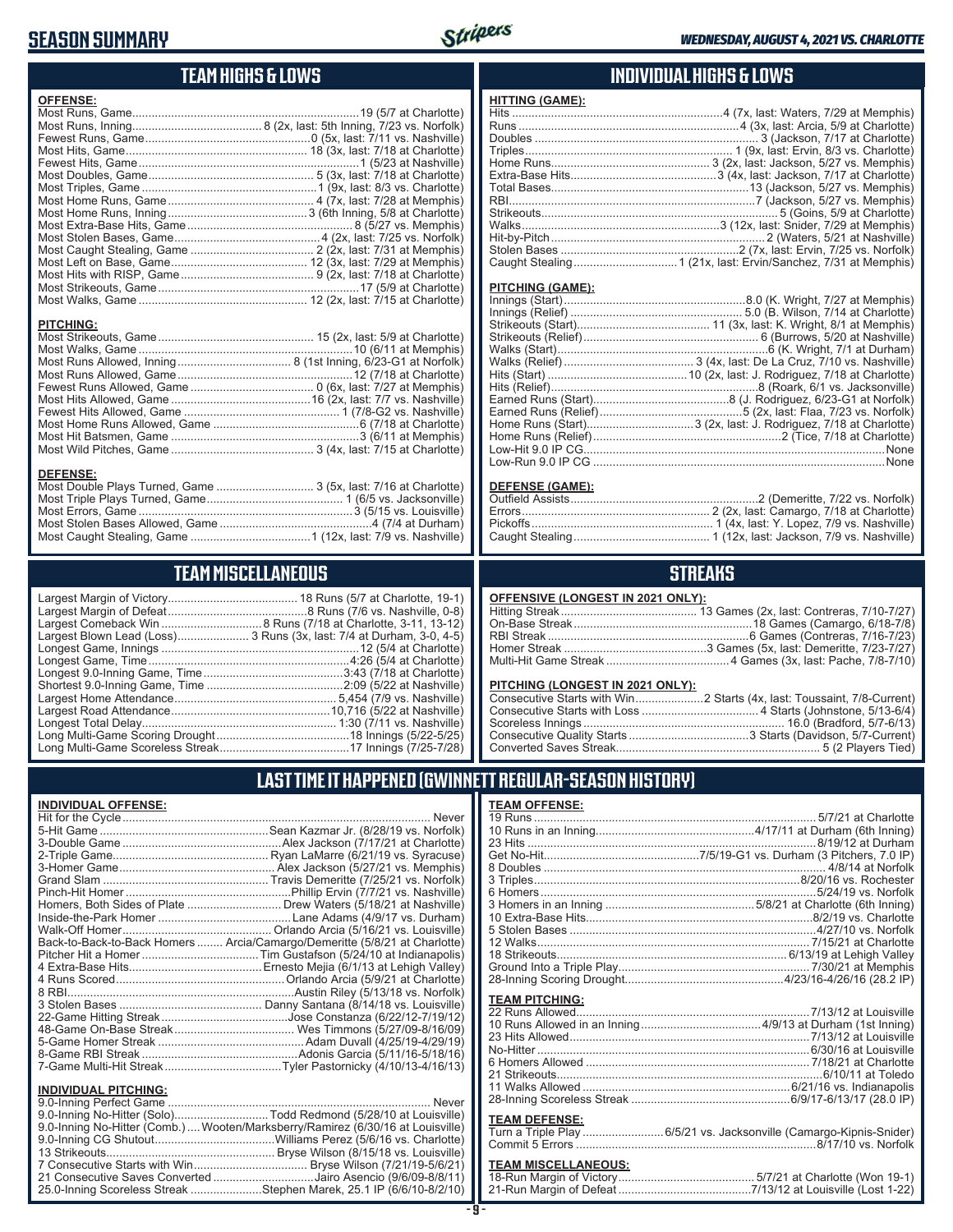# SEASON SUMMARY

*WEDNESDAY, AUGUST 4, 2021 VS. CHARLOTTE*

## TEAM HIGHS & LOWS

**OFFENSE:**

| | |
|---|---|
| Most Runs, Game | 19 (5/7 at Charlotte) |
| Most Runs, Inning | 8 (2x, last: 5th Inning, 7/23 vs. Norfolk) |
| Fewest Runs, Game | 0 (5x, last: 7/11 vs. Nashville) |
| Most Hits, Game | 18 (3x, last: 7/18 at Charlotte) |
| Fewest Hits, Game | 1 (5/23 at Nashville) |
| Most Doubles, Game | 5 (3x, last: 7/18 at Charlotte) |
| Most Triples, Game | 1 (9x, last: 8/3 vs. Charlotte) |
| Most Home Runs, Game | 4 (7x, last: 7/28 at Memphis) |
| Most Home Runs, Inning | 3 (6th Inning, 5/8 at Charlotte) |
| Most Extra-Base Hits, Game | 8 (5/27 vs. Memphis) |
| Most Stolen Bases, Game | 4 (2x, last: 7/25 vs. Norfolk) |
| Most Caught Stealing, Game | 2 (2x, last: 7/31 at Memphis) |
| Most Left on Base, Game | 12 (3x, last: 7/29 at Memphis) |
| Most Hits with RISP, Game | 9 (2x, last: 7/18 at Charlotte) |
| Most Strikeouts, Game | 17 (5/9 at Charlotte) |
| Most Walks, Game | 12 (2x, last: 7/15 at Charlotte) |

**PITCHING:**

| | |
|---|---|
| Most Strikeouts, Game | 15 (2x, last: 5/9 at Charlotte) |
| Most Walks, Game | 10 (6/11 at Memphis) |
| Most Runs Allowed, Inning | 8 (1st Inning, 6/23-G1 at Norfolk) |
| Most Runs Allowed, Game | 12 (7/18 at Charlotte) |
| Fewest Runs Allowed, Game | 0 (6x, last: 7/27 at Memphis) |
| Most Hits Allowed, Game | 16 (2x, last: 7/15 vs. Nashville) |
| Fewest Hits Allowed, Game | 1 (7/8-G2 vs. Nashville) |
| Most Home Runs Allowed, Game | 6 (7/18 at Charlotte) |
| Most Hit Batsmen, Game | 3 (6/11 at Memphis) |
| Most Wild Pitches, Game | 3 (4x, last: 7/15 at Charlotte) |

**DEFENSE:**

| | |
|---|---|
| Most Double Plays Turned, Game | 3 (5x, last: 7/16 at Charlotte) |
| Most Triple Plays Turned, Game | 1 (6/5 vs. Jacksonville) |
| Most Errors, Game | 3 (5/15 vs. Louisville) |
| Most Stolen Bases Allowed, Game | 4 (7/4 at Durham) |
| Most Caught Stealing, Game | 1 (12x, last: 7/9 vs. Nashville) |

## INDIVIDUAL HIGHS & LOWS

**HITTING (GAME):**

| | |
|---|---|
| Hits | 4 (7x, last: Waters, 7/29 at Memphis) |
| Runs | 4 (3x, last: Arcia, 5/9 at Charlotte) |
| Doubles | 3 (Jackson, 7/17 at Charlotte) |
| Triples | 1 (9x, last: Ervin, 8/3 vs. Charlotte) |
| Home Runs | 3 (2x, last: Jackson, 5/27 vs. Memphis) |
| Extra-Base Hits | 3 (4x, last: Jackson, 7/17 at Charlotte) |
| Total Bases | 13 (Jackson, 5/27 vs. Memphis) |
| RBI | 7 (Jackson, 5/27 vs. Memphis) |
| Strikeouts | 5 (Goins, 5/9 at Charlotte) |
| Walks | 3 (12x, last: Snider, 7/29 at Memphis) |
| Hit-by-Pitch | 2 (Waters, 5/21 at Nashville) |
| Stolen Bases | 2 (7x, last: Ervin, 7/25 vs. Norfolk) |
| Caught Stealing | 1 (21x, last: Ervin/Sanchez, 7/31 at Memphis) |

**PITCHING (GAME):**

| | |
|---|---|
| Innings (Start) | 8.0 (K. Wright, 7/27 at Memphis) |
| Innings (Relief) | 5.0 (B. Wilson, 7/14 at Charlotte) |
| Strikeouts (Start) | 11 (3x, last: K. Wright, 8/1 at Memphis) |
| Strikeouts (Relief) | 6 (Burrows, 5/20 at Nashville) |
| Walks (Start) | 6 (K. Wright, 7/1 at Durham) |
| Walks (Relief) | 3 (4x, last: De La Cruz, 7/10 vs. Nashville) |
| Hits (Start) | 10 (2x, last: J. Rodriguez, 7/18 at Charlotte) |
| Hits (Relief) | 8 (Roark, 6/1 vs. Jacksonville) |
| Earned Runs (Start) | 8 (J. Rodriguez, 6/23-G1 at Norfolk) |
| Earned Runs (Relief) | 5 (2x, last: Flaa, 7/23 vs. Norfolk) |
| Home Runs (Start) | 3 (2x, last: J. Rodriguez, 7/18 at Charlotte) |
| Home Runs (Relief) | 2 (Tice, 7/18 at Charlotte) |
| Low-Hit 9.0 IP CG | None |
| Low-Run 9.0 IP CG | None |

**DEFENSE (GAME):**

| | |
|---|---|
| Outfield Assists | 2 (Demeritte, 7/22 vs. Norfolk) |
| Errors | 2 (2x, last: Camargo, 7/18 at Charlotte) |
| Pickoffs | 1 (4x, last: Y. Lopez, 7/9 vs. Nashville) |
| Caught Stealing | 1 (12x, last: Jackson, 7/9 vs. Nashville) |

## TEAM MISCELLANEOUS

| | |
|---|---|
| Largest Margin of Victory | 18 Runs (5/7 at Charlotte, 19-1) |
| Largest Margin of Defeat | 8 Runs (7/6 vs. Nashville, 0-8) |
| Largest Comeback Win | 8 Runs (7/18 at Charlotte, 3-11, 13-12) |
| Largest Blown Lead (Loss) | 3 Runs (3x, last: 7/4 at Durham, 3-0, 4-5) |
| Longest Game, Innings | 12 (5/4 at Charlotte) |
| Longest Game, Time | 4:26 (5/4 at Charlotte) |
| Longest 9.0-Inning Game, Time | 3:43 (7/18 at Charlotte) |
| Shortest 9.0-Inning Game, Time | 2:09 (5/22 at Nashville) |
| Largest Home Attendance | 5,454 (7/9 vs. Nashville) |
| Largest Road Attendance | 10,716 (5/22 at Nashville) |
| Longest Total Delay | 1:30 (7/11 vs. Nashville) |
| Long Multi-Game Scoring Drought | 18 Innings (5/22-5/25) |
| Long Multi-Game Scoreless Streak | 17 Innings (7/25-7/28) |

## STREAKS

**OFFENSIVE (LONGEST IN 2021 ONLY):**

| | |
|---|---|
| Hitting Streak | 13 Games (2x, last: Contreras, 7/10-7/27) |
| On-Base Streak | 18 Games (Camargo, 6/18-7/8) |
| RBI Streak | 6 Games (Contreras, 7/16-7/23) |
| Homer Streak | 3 Games (5x, last: Demeritte, 7/23-7/27) |
| Multi-Hit Game Streak | 4 Games (3x, last: Pache, 7/8-7/10) |

**PITCHING (LONGEST IN 2021 ONLY):**

| | |
|---|---|
| Consecutive Starts with Win | 2 Starts (4x, last: Toussaint, 7/8-Current) |
| Consecutive Starts with Loss | 4 Starts (Johnstone, 5/13-6/4) |
| Scoreless Innings | 16.0 (Bradford, 5/7-6/13) |
| Consecutive Quality Starts | 3 Starts (Davidson, 5/7-Current) |
| Converted Saves Streak | 5 (2 Players Tied) |

## LAST TIME IT HAPPENED (GWINNETT REGULAR-SEASON HISTORY)

**INDIVIDUAL OFFENSE:**

| | |
|---|---|
| Hit for the Cycle | Never |
| 5-Hit Game | Sean Kazmar Jr. (8/28/19 vs. Norfolk) |
| 3-Double Game | Alex Jackson (7/17/21 at Charlotte) |
| 2-Triple Game | Ryan LaMarre (6/21/19 vs. Syracuse) |
| 3-Homer Game | Alex Jackson (5/27/21 vs. Memphis) |
| Grand Slam | Travis Demeritte (7/25/21 vs. Norfolk) |
| Pinch-Hit Homer | Phillip Ervin (7/7/21 vs. Nashville) |
| Homers, Both Sides of Plate | Drew Waters (5/18/21 at Nashville) |
| Inside-the-Park Homer | Lane Adams (4/9/17 vs. Durham) |
| Walk-Off Homer | Orlando Arcia (5/16/21 vs. Louisville) |
| Back-to-Back-to-Back Homers | Arcia/Camargo/Demeritte (5/8/21 at Charlotte) |
| Pitcher Hit a Homer | Tim Gustafson (5/24/10 at Indianapolis) |
| 4 Extra-Base Hits | Ernesto Mejia (6/1/13 at Lehigh Valley) |
| 4 Runs Scored | Orlando Arcia (5/9/21 at Charlotte) |
| 8 RBI | Austin Riley (5/13/18 vs. Norfolk) |
| 3 Stolen Bases | Danny Santana (8/14/18 vs. Louisville) |
| 22-Game Hitting Streak | Jose Constanza (6/22/12-7/19/12) |
| 48-Game On-Base Streak | Wes Timmons (5/27/09-8/16/09) |
| 5-Game Homer Streak | Adam Duvall (4/25/19-4/29/19) |
| 8-Game RBI Streak | Adonis Garcia (5/11/16-5/18/16) |
| 7-Game Multi-Hit Streak | Tyler Pastornicky (4/10/13-4/16/13) |

**INDIVIDUAL PITCHING:**

| | |
|---|---|
| 9.0-Inning Perfect Game | Never |
| 9.0-Inning No-Hitter (Solo) | Todd Redmond (5/28/10 at Louisville) |
| 9.0-Inning No-Hitter (Comb.) | Wooten/Marksberry/Ramirez (6/30/16 at Louisville) |
| 9.0-Inning CG Shutout | Williams Perez (5/6/16 vs. Charlotte) |
| 13 Strikeouts | Bryse Wilson (8/15/18 vs. Louisville) |
| 7 Consecutive Starts with Win | Bryse Wilson (7/21/19-5/6/21) |
| 21 Consecutive Saves Converted | Jairo Asencio (9/6/09-8/8/11) |
| 25.0-Inning Scoreless Streak | Stephen Marek, 25.1 IP (6/6/10-8/2/10) |

**TEAM OFFENSE:**

| | |
|---|---|
| 19 Runs | 5/7/21 at Charlotte |
| 10 Runs in an Inning | 4/17/11 at Durham (6th Inning) |
| 23 Hits | 8/19/12 at Durham |
| Get No-Hit | 7/5/19-G1 vs. Durham (3 Pitchers, 7.0 IP) |
| 8 Doubles | 4/8/14 at Norfolk |
| 3 Triples | 8/20/16 vs. Rochester |
| 6 Homers | 5/24/19 vs. Norfolk |
| 3 Homers in an Inning | 5/8/21 at Charlotte (6th Inning) |
| 10 Extra-Base Hits | 8/2/19 vs. Charlotte |
| 5 Stolen Bases | 4/27/10 vs. Norfolk |
| 12 Walks | 7/15/21 at Charlotte |
| 18 Strikeouts | 6/13/19 at Lehigh Valley |
| Ground Into a Triple Play | 7/30/21 at Memphis |
| 28-Inning Scoring Drought | 4/23/16-4/26/16 (28.2 IP) |

**TEAM PITCHING:**

| | |
|---|---|
| 22 Runs Allowed | 7/13/12 at Louisville |
| 10 Runs Allowed in an Inning | 4/9/13 at Durham (1st Inning) |
| 23 Hits Allowed | 7/13/12 at Louisville |
| No-Hitter | 6/30/16 at Louisville |
| 6 Homers Allowed | 7/18/21 at Charlotte |
| 21 Strikeouts | 6/10/11 at Toledo |
| 11 Walks Allowed | 6/21/16 vs. Indianapolis |
| 28-Inning Scoreless Streak | 6/9/17-6/13/17 (28.0 IP) |

**TEAM DEFENSE:**

| | |
|---|---|
| Turn a Triple Play | 6/5/21 vs. Jacksonville (Camargo-Kipnis-Snider) |
| Commit 5 Errors | 8/17/10 vs. Norfolk |

**TEAM MISCELLANEOUS:**

| | |
|---|---|
| 18-Run Margin of Victory | 5/7/21 at Charlotte (Won 19-1) |
| 21-Run Margin of Defeat | 7/13/12 at Louisville (Lost 1-22) |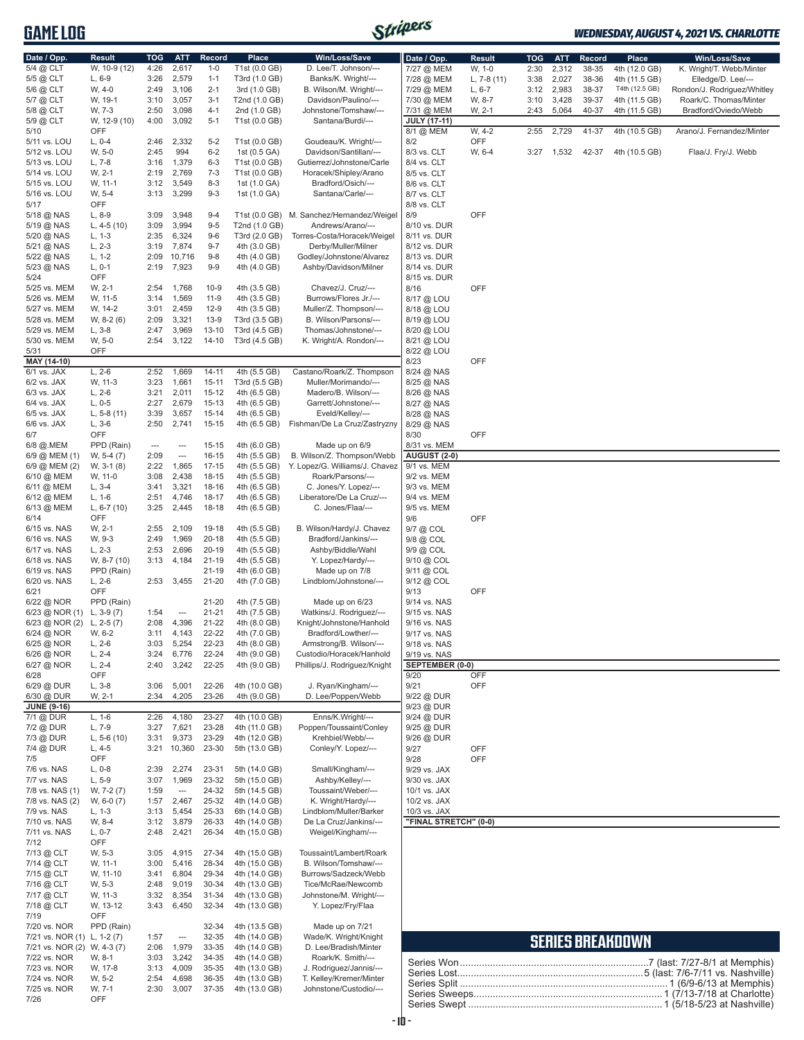# GAME LOG

*WEDNESDAY, AUGUST 4, 2021 VS. CHARLOTTE*

| Date / Opp. | Result | TOG | ATT | Record | Place | Win/Loss/Save |
|---|---|---|---|---|---|---|
| 5/4 @ CLT | W, 10-9 (12) | 4:26 | 2,617 | 1-0 | T1st (0.0 GB) | D. Lee/T. Johnson/--- |
| 5/5 @ CLT | L, 6-9 | 3:26 | 2,579 | 1-1 | T3rd (1.0 GB) | Banks/K. Wright/--- |
| 5/6 @ CLT | W, 4-0 | 2:49 | 3,106 | 2-1 | 3rd (1.0 GB) | B. Wilson/M. Wright/--- |
| 5/7 @ CLT | W, 19-1 | 3:10 | 3,057 | 3-1 | T2nd (1.0 GB) | Davidson/Paulino/--- |
| 5/8 @ CLT | W, 7-3 | 2:50 | 3,098 | 4-1 | 2nd (1.0 GB) | Johnstone/Tomshaw/--- |
| 5/9 @ CLT | W, 12-9 (10) | 4:00 | 3,092 | 5-1 | T1st (0.0 GB) | Santana/Burdi/--- |
| 5/10 | OFF | | | | | |
| 5/11 vs. LOU | L, 0-4 | 2:46 | 2,332 | 5-2 | T1st (0.0 GB) | Goudeau/K. Wright/--- |
| 5/12 vs. LOU | W, 5-0 | 2:45 | 994 | 6-2 | 1st (0.5 GA) | Davidson/Santillan/--- |
| 5/13 vs. LOU | L, 7-8 | 3:16 | 1,379 | 6-3 | T1st (0.0 GB) | Gutierrez/Johnstone/Carle |
| 5/14 vs. LOU | W, 2-1 | 2:19 | 2,769 | 7-3 | T1st (0.0 GB) | Horacek/Shipley/Arano |
| 5/15 vs. LOU | W, 11-1 | 3:12 | 3,549 | 8-3 | 1st (1.0 GA) | Bradford/Osich/--- |
| 5/16 vs. LOU | W, 5-4 | 3:13 | 3,299 | 9-3 | 1st (1.0 GA) | Santana/Carle/--- |
| 5/17 | OFF | | | | | |
| 5/18 @ NAS | L, 8-9 | 3:09 | 3,948 | 9-4 | T1st (0.0 GB) | M. Sanchez/Hernandez/Weigel |
| 5/19 @ NAS | L, 4-5 (10) | 3:09 | 3,994 | 9-5 | T2nd (1.0 GB) | Andrews/Arano/--- |
| 5/20 @ NAS | L, 1-3 | 2:35 | 6,324 | 9-6 | T3rd (2.0 GB) | Torres-Costa/Horacek/Weigel |
| 5/21 @ NAS | L, 2-3 | 3:19 | 7,874 | 9-7 | 4th (3.0 GB) | Derby/Muller/Milner |
| 5/22 @ NAS | L, 1-2 | 2:09 | 10,716 | 9-8 | 4th (4.0 GB) | Godley/Johnstone/Alvarez |
| 5/23 @ NAS | L, 0-1 | 2:19 | 7,923 | 9-9 | 4th (4.0 GB) | Ashby/Davidson/Milner |
| 5/24 | OFF | | | | | |
| 5/25 vs. MEM | W, 2-1 | 2:54 | 1,768 | 10-9 | 4th (3.5 GB) | Chavez/J. Cruz/--- |
| 5/26 vs. MEM | W, 11-5 | 3:14 | 1,569 | 11-9 | 4th (3.5 GB) | Burrows/Flores Jr./--- |
| 5/27 vs. MEM | W, 14-2 | 3:01 | 2,459 | 12-9 | 4th (3.5 GB) | Muller/Z. Thompson/--- |
| 5/28 vs. MEM | W, 8-2 (6) | 2:09 | 3,321 | 13-9 | T3rd (3.5 GB) | B. Wilson/Parsons/--- |
| 5/29 vs. MEM | L, 3-8 | 2:47 | 3,969 | 13-10 | T3rd (4.5 GB) | Thomas/Johnstone/--- |
| 5/30 vs. MEM | W, 5-0 | 2:54 | 3,122 | 14-10 | T3rd (4.5 GB) | K. Wright/A. Rondon/--- |
| 5/31 | OFF | | | | | |
| **MAY (14-10)** | | | | | | |
| 6/1 vs. JAX | L, 2-6 | 2:52 | 1,669 | 14-11 | 4th (5.5 GB) | Castano/Roark/Z. Thompson |
| 6/2 vs. JAX | W, 11-3 | 3:23 | 1,661 | 15-11 | T3rd (5.5 GB) | Muller/Morimando/--- |
| 6/3 vs. JAX | L, 2-6 | 3:21 | 2,011 | 15-12 | 4th (6.5 GB) | Madero/B. Wilson/--- |
| 6/4 vs. JAX | L, 0-5 | 2:27 | 2,679 | 15-13 | 4th (6.5 GB) | Garrett/Johnstone/--- |
| 6/5 vs. JAX | L, 5-8 (11) | 3:39 | 3,657 | 15-14 | 4th (6.5 GB) | Eveld/Kelley/--- |
| 6/6 vs. JAX | L, 3-6 | 2:50 | 2,741 | 15-15 | 4th (6.5 GB) | Fishman/De La Cruz/Zastryzny |
| 6/7 | OFF | | | | | |
| 6/8 @ MEM | PPD (Rain) | --- | --- | 15-15 | 4th (6.0 GB) | Made up on 6/9 |
| 6/9 @ MEM (1) | W, 5-4 (7) | 2:09 | --- | 16-15 | 4th (5.5 GB) | B. Wilson/Z. Thompson/Webb |
| 6/9 @ MEM (2) | W, 3-1 (8) | 2:22 | 1,865 | 17-15 | 4th (5.5 GB) | Y. Lopez/G. Williams/J. Chavez |
| 6/10 @ MEM | W, 11-0 | 3:08 | 2,438 | 18-15 | 4th (5.5 GB) | Roark/Parsons/--- |
| 6/11 @ MEM | L, 3-4 | 3:41 | 3,321 | 18-16 | 4th (6.5 GB) | C. Jones/Y. Lopez/--- |
| 6/12 @ MEM | L, 1-6 | 2:51 | 4,746 | 18-17 | 4th (6.5 GB) | Liberatore/De La Cruz/--- |
| 6/13 @ MEM | L, 6-7 (10) | 3:25 | 2,445 | 18-18 | 4th (6.5 GB) | C. Jones/Flaa/--- |
| 6/14 | OFF | | | | | |
| 6/15 vs. NAS | W, 2-1 | 2:55 | 2,109 | 19-18 | 4th (5.5 GB) | B. Wilson/Hardy/J. Chavez |
| 6/16 vs. NAS | W, 9-3 | 2:49 | 1,969 | 20-18 | 4th (5.5 GB) | Bradford/Jankins/--- |
| 6/17 vs. NAS | L, 2-3 | 2:53 | 2,696 | 20-19 | 4th (5.5 GB) | Ashby/Biddle/Wahl |
| 6/18 vs. NAS | W, 8-7 (10) | 3:13 | 4,184 | 21-19 | 4th (5.5 GB) | Y. Lopez/Hardy/--- |
| 6/19 vs. NAS | PPD (Rain) | | | 21-19 | 4th (6.0 GB) | Made up on 7/8 |
| 6/20 vs. NAS | L, 2-6 | 2:53 | 3,455 | 21-20 | 4th (7.0 GB) | Lindblom/Johnstone/--- |
| 6/21 | OFF | | | | | |
| 6/22 @ NOR | PPD (Rain) | | | 21-20 | 4th (7.5 GB) | Made up on 6/23 |
| 6/23 @ NOR (1) | L, 3-9 (7) | 1:54 | --- | 21-21 | 4th (7.5 GB) | Watkins/J. Rodriguez/--- |
| 6/23 @ NOR (2) | L, 2-5 (7) | 2:08 | 4,396 | 21-22 | 4th (8.0 GB) | Knight/Johnstone/Hanhold |
| 6/24 @ NOR | W, 6-2 | 3:11 | 4,143 | 22-22 | 4th (7.0 GB) | Bradford/Lowther/--- |
| 6/25 @ NOR | L, 2-6 | 3:03 | 5,254 | 22-23 | 4th (8.0 GB) | Armstrong/B. Wilson/--- |
| 6/26 @ NOR | L, 2-4 | 3:24 | 6,776 | 22-24 | 4th (9.0 GB) | Custodio/Horacek/Hanhold |
| 6/27 @ NOR | L, 2-4 | 2:40 | 3,242 | 22-25 | 4th (9.0 GB) | Phillips/J. Rodriguez/Knight |
| 6/28 | OFF | | | | | |
| 6/29 @ DUR | L, 3-8 | 3:06 | 5,001 | 22-26 | 4th (10.0 GB) | J. Ryan/Kingham/--- |
| 6/30 @ DUR | W, 2-1 | 2:34 | 4,205 | 23-26 | 4th (9.0 GB) | D. Lee/Poppen/Webb |
| **JUNE (9-16)** | | | | | | |
| 7/1 @ DUR | L, 1-6 | 2:26 | 4,180 | 23-27 | 4th (10.0 GB) | Enns/K.Wright/--- |
| 7/2 @ DUR | L, 7-9 | 3:27 | 7,621 | 23-28 | 4th (11.0 GB) | Poppen/Toussaint/Conley |
| 7/3 @ DUR | L, 5-6 (10) | 3:31 | 9,373 | 23-29 | 4th (12.0 GB) | Krehbiel/Webb/--- |
| 7/4 @ DUR | L, 4-5 | 3:21 | 10,360 | 23-30 | 5th (13.0 GB) | Conley/Y. Lopez/--- |
| 7/5 | OFF | | | | | |
| 7/6 vs. NAS | L, 0-8 | 2:39 | 2,274 | 23-31 | 5th (14.0 GB) | Small/Kingham/--- |
| 7/7 vs. NAS | L, 5-9 | 3:07 | 1,969 | 23-32 | 5th (15.0 GB) | Ashby/Kelley/--- |
| 7/8 vs. NAS (1) | W, 7-2 (7) | 1:59 | --- | 24-32 | 5th (14.5 GB) | Toussaint/Weber/--- |
| 7/8 vs. NAS (2) | W, 6-0 (7) | 1:57 | 2,467 | 25-32 | 4th (14.0 GB) | K. Wright/Hardy/--- |
| 7/9 vs. NAS | L, 1-3 | 3:13 | 5,454 | 25-33 | 6th (14.0 GB) | Lindblom/Muller/Barker |
| 7/10 vs. NAS | W, 8-4 | 3:12 | 3,879 | 26-33 | 4th (14.0 GB) | De La Cruz/Jankins/--- |
| 7/11 vs. NAS | L, 0-7 | 2:48 | 2,421 | 26-34 | 4th (15.0 GB) | Weigel/Kingham/--- |
| 7/12 | OFF | | | | | |
| 7/13 @ CLT | W, 5-3 | 3:05 | 4,915 | 27-34 | 4th (15.0 GB) | Toussaint/Lambert/Roark |
| 7/14 @ CLT | W, 11-1 | 3:00 | 5,416 | 28-34 | 4th (15.0 GB) | B. Wilson/Tomshaw/--- |
| 7/15 @ CLT | W, 11-10 | 3:41 | 6,804 | 29-34 | 4th (14.0 GB) | Burrows/Sadzeck/Webb |
| 7/16 @ CLT | W, 5-3 | 2:48 | 9,019 | 30-34 | 4th (13.0 GB) | Tice/McRae/Newcomb |
| 7/17 @ CLT | W, 11-3 | 3:32 | 8,354 | 31-34 | 4th (13.0 GB) | Johnstone/M. Wright/--- |
| 7/18 @ CLT | W, 13-12 | 3:43 | 6,450 | 32-34 | 4th (13.0 GB) | Y. Lopez/Fry/Flaa |
| 7/19 | OFF | | | | | |
| 7/20 vs. NOR | PPD (Rain) | | | 32-34 | 4th (13.5 GB) | Made up on 7/21 |
| 7/21 vs. NOR (1) | L, 1-2 (7) | 1:57 | --- | 32-35 | 4th (14.0 GB) | Wade/K. Wright/Knight |
| 7/21 vs. NOR (2) | W, 4-3 (7) | 2:06 | 1,979 | 33-35 | 4th (14.0 GB) | D. Lee/Bradish/Minter |
| 7/22 vs. NOR | W, 8-1 | 3:03 | 3,242 | 34-35 | 4th (14.0 GB) | Roark/K. Smith/--- |
| 7/23 vs. NOR | W, 17-8 | 3:13 | 4,009 | 35-35 | 4th (13.0 GB) | J. Rodriguez/Jannis/--- |
| 7/24 vs. NOR | W, 5-2 | 2:54 | 4,698 | 36-35 | 4th (13.0 GB) | T. Kelley/Kremer/Minter |
| 7/25 vs. NOR | W, 7-1 | 2:30 | 3,007 | 37-35 | 4th (13.0 GB) | Johnstone/Custodio/--- |
| 7/26 | OFF | | | | | |
| 7/27 @ MEM | W, 1-0 | 2:30 | 2,312 | 38-35 | 4th (12.0 GB) | K. Wright/T. Webb/Minter |
| 7/28 @ MEM | L, 7-8 (11) | 3:38 | 2,027 | 38-36 | 4th (11.5 GB) | Elledge/D. Lee/--- |
| 7/29 @ MEM | L, 6-7 | 3:12 | 2,983 | 38-37 | T4th (12.5 GB) | Rondon/J. Rodriguez/Whitley |
| 7/30 @ MEM | W, 8-7 | 3:10 | 3,428 | 39-37 | 4th (11.5 GB) | Roark/C. Thomas/Minter |
| 7/31 @ MEM | W, 2-1 | 2:43 | 5,064 | 40-37 | 4th (11.5 GB) | Bradford/Oviedo/Webb |
| **JULY (17-11)** | | | | | | |
| 8/1 @ MEM | W, 4-2 | 2:55 | 2,729 | 41-37 | 4th (10.5 GB) | Arano/J. Fernandez/Minter |
| 8/2 | OFF | | | | | |
| 8/3 vs. CLT | W, 6-4 | 3:27 | 1,532 | 42-37 | 4th (10.5 GB) | Flaa/J. Fry/J. Webb |
| 8/4 vs. CLT | | | | | | |
| 8/5 vs. CLT | | | | | | |
| 8/6 vs. CLT | | | | | | |
| 8/7 vs. CLT | | | | | | |
| 8/8 vs. CLT | | | | | | |
| 8/9 | OFF | | | | | |
| 8/10 vs. DUR | | | | | | |
| 8/11 vs. DUR | | | | | | |
| 8/12 vs. DUR | | | | | | |
| 8/13 vs. DUR | | | | | | |
| 8/14 vs. DUR | | | | | | |
| 8/15 vs. DUR | | | | | | |
| 8/16 | OFF | | | | | |
| 8/17 @ LOU | | | | | | |
| 8/18 @ LOU | | | | | | |
| 8/19 @ LOU | | | | | | |
| 8/20 @ LOU | | | | | | |
| 8/21 @ LOU | | | | | | |
| 8/22 @ LOU | | | | | | |
| 8/23 | OFF | | | | | |
| 8/24 @ NAS | | | | | | |
| 8/25 @ NAS | | | | | | |
| 8/26 @ NAS | | | | | | |
| 8/27 @ NAS | | | | | | |
| 8/28 @ NAS | | | | | | |
| 8/29 @ NAS | | | | | | |
| 8/30 | OFF | | | | | |
| 8/31 vs. MEM | | | | | | |
| **AUGUST (2-0)** | | | | | | |
| 9/1 vs. MEM | | | | | | |
| 9/2 vs. MEM | | | | | | |
| 9/3 vs. MEM | | | | | | |
| 9/4 vs. MEM | | | | | | |
| 9/5 vs. MEM | | | | | | |
| 9/6 | OFF | | | | | |
| 9/7 @ COL | | | | | | |
| 9/8 @ COL | | | | | | |
| 9/9 @ COL | | | | | | |
| 9/10 @ COL | | | | | | |
| 9/11 @ COL | | | | | | |
| 9/12 @ COL | | | | | | |
| 9/13 | OFF | | | | | |
| 9/14 vs. NAS | | | | | | |
| 9/15 vs. NAS | | | | | | |
| 9/16 vs. NAS | | | | | | |
| 9/17 vs. NAS | | | | | | |
| 9/18 vs. NAS | | | | | | |
| 9/19 vs. NAS | | | | | | |
| **SEPTEMBER (0-0)** | | | | | | |
| 9/20 | OFF | | | | | |
| 9/21 | OFF | | | | | |
| 9/22 @ DUR | | | | | | |
| 9/23 @ DUR | | | | | | |
| 9/24 @ DUR | | | | | | |
| 9/25 @ DUR | | | | | | |
| 9/26 @ DUR | | | | | | |
| 9/27 | OFF | | | | | |
| 9/28 | OFF | | | | | |
| 9/29 vs. JAX | | | | | | |
| 9/30 vs. JAX | | | | | | |
| 10/1 vs. JAX | | | | | | |
| 10/2 vs. JAX | | | | | | |
| 10/3 vs. JAX | | | | | | |
| **"FINAL STRETCH" (0-0)** | | | | | | |

## SERIES BREAKDOWN

Series Won....7 (last: 7/27-8/1 at Memphis)
Series Lost....5 (last: 7/6-7/11 vs. Nashville)
Series Split....1 (6/9-6/13 at Memphis)
Series Sweeps....1 (7/13-7/18 at Charlotte)
Series Swept....1 (5/18-5/23 at Nashville)